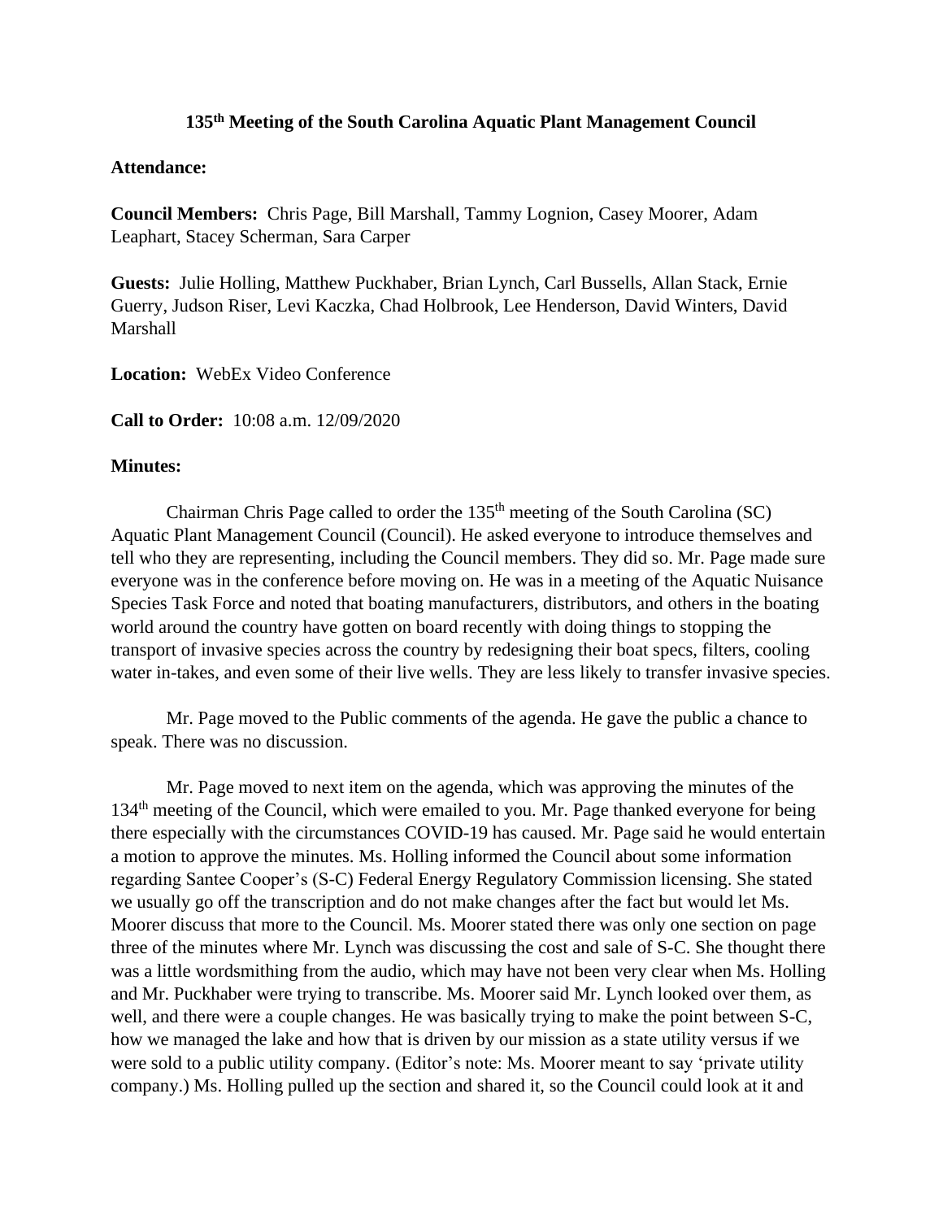**135th Meeting of the South Carolina Aquatic Plant Management Council**

**Attendance:**

**Council Members:** Chris Page, Bill Marshall, Tammy Lognion, Casey Moorer, Adam Leaphart, Stacey Scherman, Sara Carper

**Guests:** Julie Holling, Matthew Puckhaber, Brian Lynch, Carl Bussells, Allan Stack, Ernie Guerry, Judson Riser, Levi Kaczka, Chad Holbrook, Lee Henderson, David Winters, David Marshall

**Location:** WebEx Video Conference

**Call to Order:** 10:08 a.m. 12/09/2020

**Minutes:**

Chairman Chris Page called to order the 135th meeting of the South Carolina (SC) Aquatic Plant Management Council (Council). He asked everyone to introduce themselves and tell who they are representing, including the Council members. They did so. Mr. Page made sure everyone was in the conference before moving on. He was in a meeting of the Aquatic Nuisance Species Task Force and noted that boating manufacturers, distributors, and others in the boating world around the country have gotten on board recently with doing things to stopping the transport of invasive species across the country by redesigning their boat specs, filters, cooling water in-takes, and even some of their live wells. They are less likely to transfer invasive species.

Mr. Page moved to the Public comments of the agenda. He gave the public a chance to speak. There was no discussion.

Mr. Page moved to next item on the agenda, which was approving the minutes of the 134th meeting of the Council, which were emailed to you. Mr. Page thanked everyone for being there especially with the circumstances COVID-19 has caused. Mr. Page said he would entertain a motion to approve the minutes. Ms. Holling informed the Council about some information regarding Santee Cooper's (S-C) Federal Energy Regulatory Commission licensing. She stated we usually go off the transcription and do not make changes after the fact but would let Ms. Moorer discuss that more to the Council. Ms. Moorer stated there was only one section on page three of the minutes where Mr. Lynch was discussing the cost and sale of S-C. She thought there was a little wordsmithing from the audio, which may have not been very clear when Ms. Holling and Mr. Puckhaber were trying to transcribe. Ms. Moorer said Mr. Lynch looked over them, as well, and there were a couple changes. He was basically trying to make the point between S-C, how we managed the lake and how that is driven by our mission as a state utility versus if we were sold to a public utility company. (Editor's note: Ms. Moorer meant to say 'private utility company.) Ms. Holling pulled up the section and shared it, so the Council could look at it and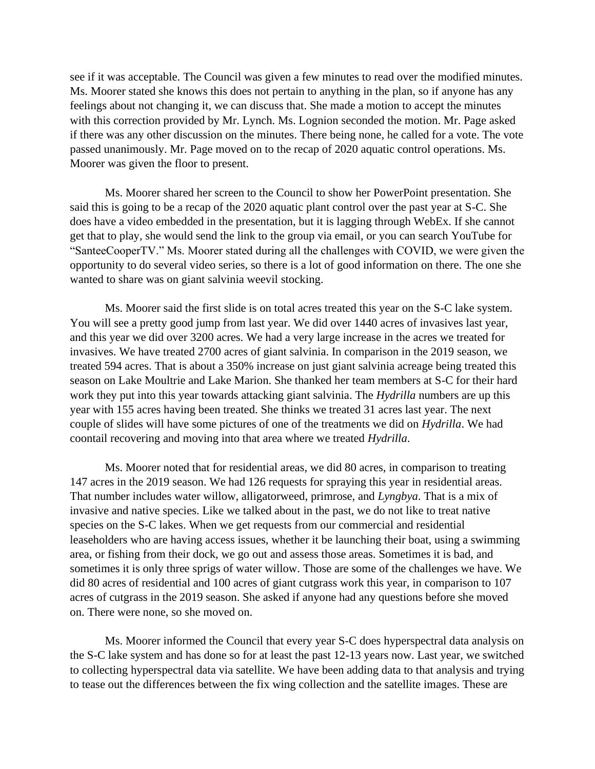see if it was acceptable. The Council was given a few minutes to read over the modified minutes. Ms. Moorer stated she knows this does not pertain to anything in the plan, so if anyone has any feelings about not changing it, we can discuss that. She made a motion to accept the minutes with this correction provided by Mr. Lynch. Ms. Lognion seconded the motion. Mr. Page asked if there was any other discussion on the minutes. There being none, he called for a vote. The vote passed unanimously. Mr. Page moved on to the recap of 2020 aquatic control operations. Ms. Moorer was given the floor to present.

Ms. Moorer shared her screen to the Council to show her PowerPoint presentation. She said this is going to be a recap of the 2020 aquatic plant control over the past year at S-C. She does have a video embedded in the presentation, but it is lagging through WebEx. If she cannot get that to play, she would send the link to the group via email, or you can search YouTube for "SanteeCooperTV." Ms. Moorer stated during all the challenges with COVID, we were given the opportunity to do several video series, so there is a lot of good information on there. The one she wanted to share was on giant salvinia weevil stocking.

Ms. Moorer said the first slide is on total acres treated this year on the S-C lake system. You will see a pretty good jump from last year. We did over 1440 acres of invasives last year, and this year we did over 3200 acres. We had a very large increase in the acres we treated for invasives. We have treated 2700 acres of giant salvinia. In comparison in the 2019 season, we treated 594 acres. That is about a 350% increase on just giant salvinia acreage being treated this season on Lake Moultrie and Lake Marion. She thanked her team members at S-C for their hard work they put into this year towards attacking giant salvinia. The *Hydrilla* numbers are up this year with 155 acres having been treated. She thinks we treated 31 acres last year. The next couple of slides will have some pictures of one of the treatments we did on *Hydrilla*. We had coontail recovering and moving into that area where we treated *Hydrilla*.

Ms. Moorer noted that for residential areas, we did 80 acres, in comparison to treating 147 acres in the 2019 season. We had 126 requests for spraying this year in residential areas. That number includes water willow, alligatorweed, primrose, and *Lyngbya*. That is a mix of invasive and native species. Like we talked about in the past, we do not like to treat native species on the S-C lakes. When we get requests from our commercial and residential leaseholders who are having access issues, whether it be launching their boat, using a swimming area, or fishing from their dock, we go out and assess those areas. Sometimes it is bad, and sometimes it is only three sprigs of water willow. Those are some of the challenges we have. We did 80 acres of residential and 100 acres of giant cutgrass work this year, in comparison to 107 acres of cutgrass in the 2019 season. She asked if anyone had any questions before she moved on. There were none, so she moved on.

Ms. Moorer informed the Council that every year S-C does hyperspectral data analysis on the S-C lake system and has done so for at least the past 12-13 years now. Last year, we switched to collecting hyperspectral data via satellite. We have been adding data to that analysis and trying to tease out the differences between the fix wing collection and the satellite images. These are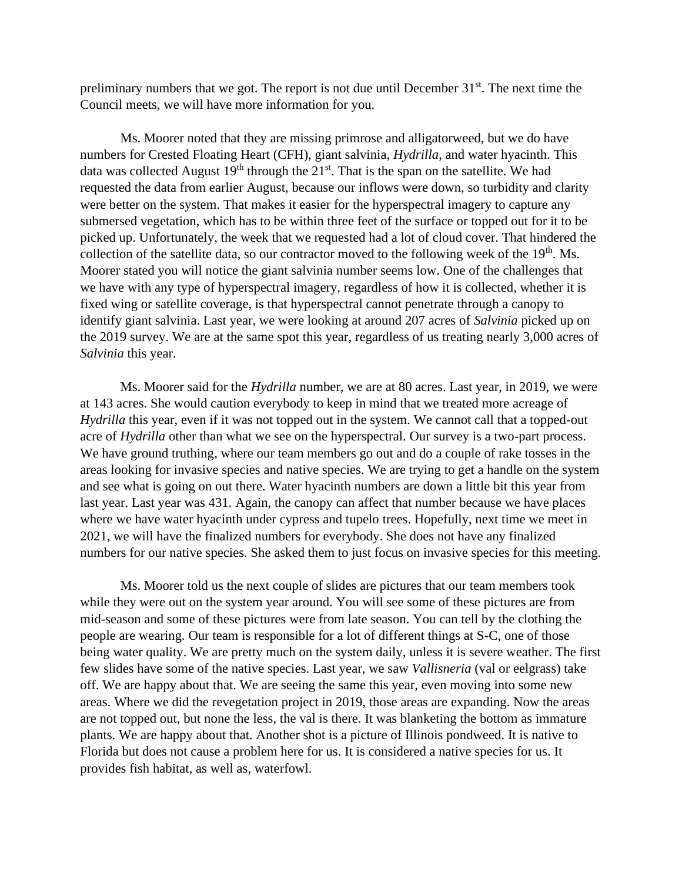preliminary numbers that we got. The report is not due until December 31st. The next time the Council meets, we will have more information for you.

Ms. Moorer noted that they are missing primrose and alligatorweed, but we do have numbers for Crested Floating Heart (CFH), giant salvinia, *Hydrilla*, and water hyacinth. This data was collected August 19th through the 21st. That is the span on the satellite. We had requested the data from earlier August, because our inflows were down, so turbidity and clarity were better on the system. That makes it easier for the hyperspectral imagery to capture any submersed vegetation, which has to be within three feet of the surface or topped out for it to be picked up. Unfortunately, the week that we requested had a lot of cloud cover. That hindered the collection of the satellite data, so our contractor moved to the following week of the 19th. Ms. Moorer stated you will notice the giant salvinia number seems low. One of the challenges that we have with any type of hyperspectral imagery, regardless of how it is collected, whether it is fixed wing or satellite coverage, is that hyperspectral cannot penetrate through a canopy to identify giant salvinia. Last year, we were looking at around 207 acres of *Salvinia* picked up on the 2019 survey. We are at the same spot this year, regardless of us treating nearly 3,000 acres of *Salvinia* this year.

Ms. Moorer said for the *Hydrilla* number, we are at 80 acres. Last year, in 2019, we were at 143 acres. She would caution everybody to keep in mind that we treated more acreage of *Hydrilla* this year, even if it was not topped out in the system. We cannot call that a topped-out acre of *Hydrilla* other than what we see on the hyperspectral. Our survey is a two-part process. We have ground truthing, where our team members go out and do a couple of rake tosses in the areas looking for invasive species and native species. We are trying to get a handle on the system and see what is going on out there. Water hyacinth numbers are down a little bit this year from last year. Last year was 431. Again, the canopy can affect that number because we have places where we have water hyacinth under cypress and tupelo trees. Hopefully, next time we meet in 2021, we will have the finalized numbers for everybody. She does not have any finalized numbers for our native species. She asked them to just focus on invasive species for this meeting.

Ms. Moorer told us the next couple of slides are pictures that our team members took while they were out on the system year around. You will see some of these pictures are from mid-season and some of these pictures were from late season. You can tell by the clothing the people are wearing. Our team is responsible for a lot of different things at S-C, one of those being water quality. We are pretty much on the system daily, unless it is severe weather. The first few slides have some of the native species. Last year, we saw *Vallisneria* (val or eelgrass) take off. We are happy about that. We are seeing the same this year, even moving into some new areas. Where we did the revegetation project in 2019, those areas are expanding. Now the areas are not topped out, but none the less, the val is there. It was blanketing the bottom as immature plants. We are happy about that. Another shot is a picture of Illinois pondweed. It is native to Florida but does not cause a problem here for us. It is considered a native species for us. It provides fish habitat, as well as, waterfowl.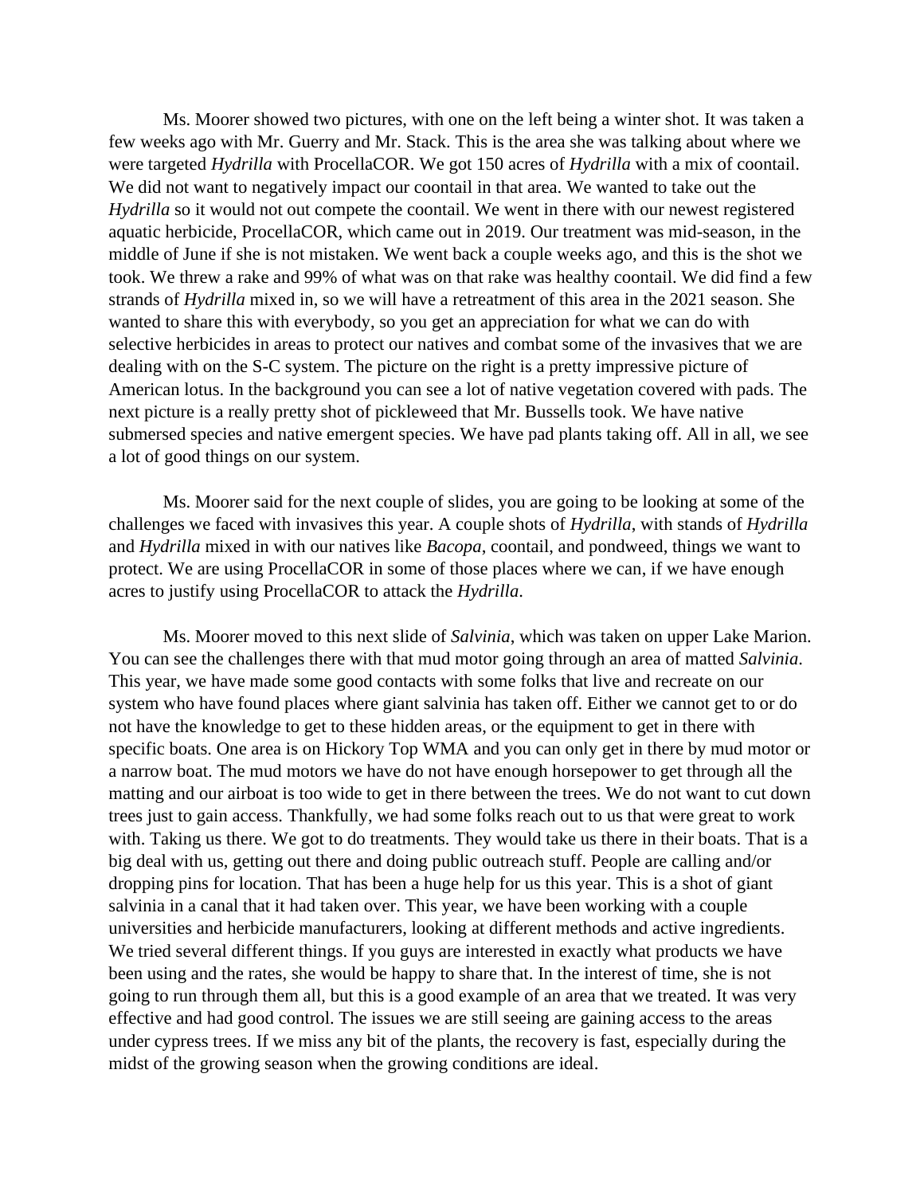Ms. Moorer showed two pictures, with one on the left being a winter shot. It was taken a few weeks ago with Mr. Guerry and Mr. Stack. This is the area she was talking about where we were targeted *Hydrilla* with ProcellaCOR. We got 150 acres of *Hydrilla* with a mix of coontail. We did not want to negatively impact our coontail in that area. We wanted to take out the *Hydrilla* so it would not out compete the coontail. We went in there with our newest registered aquatic herbicide, ProcellaCOR, which came out in 2019. Our treatment was mid-season, in the middle of June if she is not mistaken. We went back a couple weeks ago, and this is the shot we took. We threw a rake and 99% of what was on that rake was healthy coontail. We did find a few strands of *Hydrilla* mixed in, so we will have a retreatment of this area in the 2021 season. She wanted to share this with everybody, so you get an appreciation for what we can do with selective herbicides in areas to protect our natives and combat some of the invasives that we are dealing with on the S-C system. The picture on the right is a pretty impressive picture of American lotus. In the background you can see a lot of native vegetation covered with pads. The next picture is a really pretty shot of pickleweed that Mr. Bussells took. We have native submersed species and native emergent species. We have pad plants taking off. All in all, we see a lot of good things on our system.

Ms. Moorer said for the next couple of slides, you are going to be looking at some of the challenges we faced with invasives this year. A couple shots of *Hydrilla*, with stands of *Hydrilla* and *Hydrilla* mixed in with our natives like *Bacopa*, coontail, and pondweed, things we want to protect. We are using ProcellaCOR in some of those places where we can, if we have enough acres to justify using ProcellaCOR to attack the *Hydrilla*.

Ms. Moorer moved to this next slide of *Salvinia*, which was taken on upper Lake Marion. You can see the challenges there with that mud motor going through an area of matted *Salvinia*. This year, we have made some good contacts with some folks that live and recreate on our system who have found places where giant salvinia has taken off. Either we cannot get to or do not have the knowledge to get to these hidden areas, or the equipment to get in there with specific boats. One area is on Hickory Top WMA and you can only get in there by mud motor or a narrow boat. The mud motors we have do not have enough horsepower to get through all the matting and our airboat is too wide to get in there between the trees. We do not want to cut down trees just to gain access. Thankfully, we had some folks reach out to us that were great to work with. Taking us there. We got to do treatments. They would take us there in their boats. That is a big deal with us, getting out there and doing public outreach stuff. People are calling and/or dropping pins for location. That has been a huge help for us this year. This is a shot of giant salvinia in a canal that it had taken over. This year, we have been working with a couple universities and herbicide manufacturers, looking at different methods and active ingredients. We tried several different things. If you guys are interested in exactly what products we have been using and the rates, she would be happy to share that. In the interest of time, she is not going to run through them all, but this is a good example of an area that we treated. It was very effective and had good control. The issues we are still seeing are gaining access to the areas under cypress trees. If we miss any bit of the plants, the recovery is fast, especially during the midst of the growing season when the growing conditions are ideal.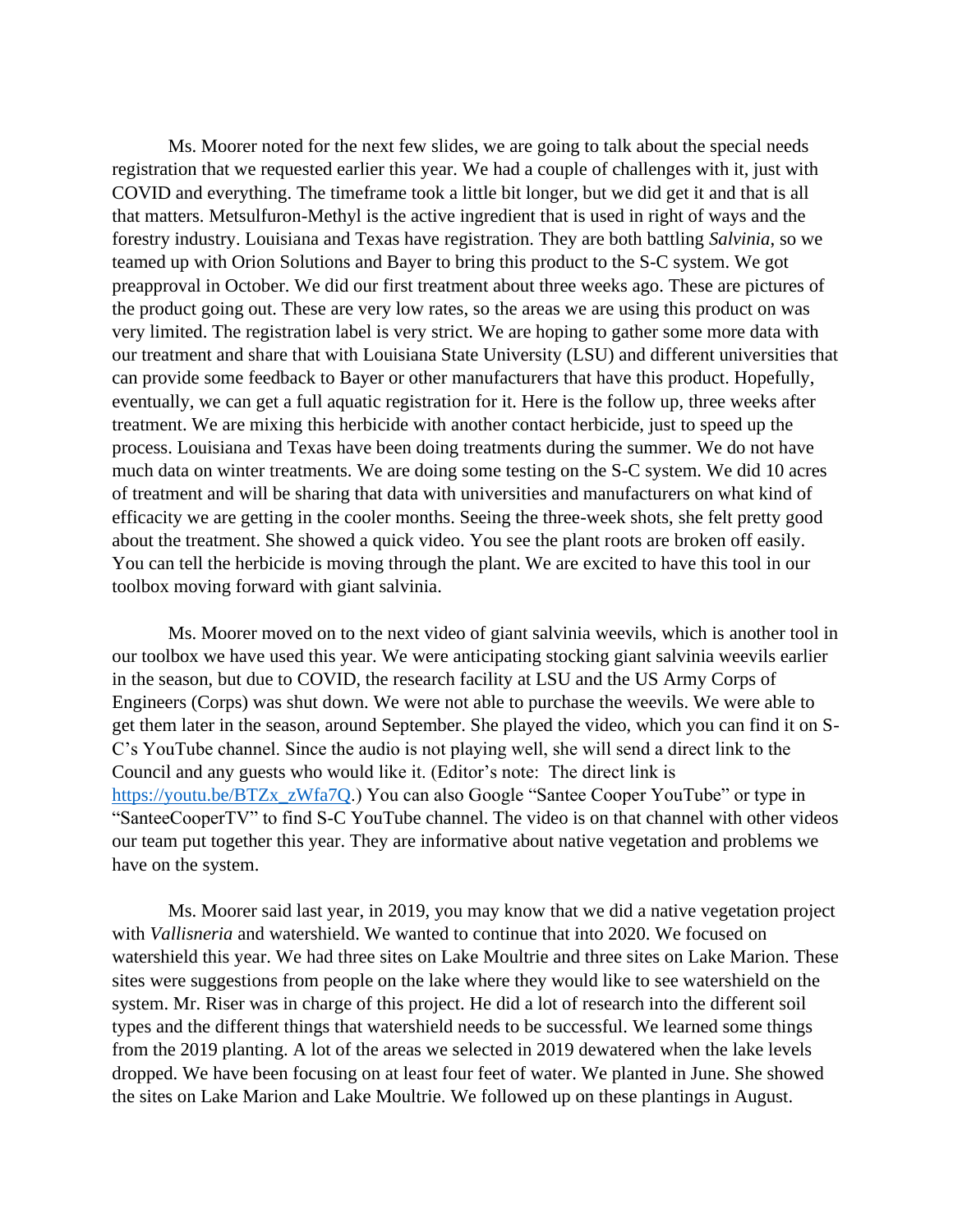Ms. Moorer noted for the next few slides, we are going to talk about the special needs registration that we requested earlier this year. We had a couple of challenges with it, just with COVID and everything. The timeframe took a little bit longer, but we did get it and that is all that matters. Metsulfuron-Methyl is the active ingredient that is used in right of ways and the forestry industry. Louisiana and Texas have registration. They are both battling *Salvinia*, so we teamed up with Orion Solutions and Bayer to bring this product to the S-C system. We got preapproval in October. We did our first treatment about three weeks ago. These are pictures of the product going out. These are very low rates, so the areas we are using this product on was very limited. The registration label is very strict. We are hoping to gather some more data with our treatment and share that with Louisiana State University (LSU) and different universities that can provide some feedback to Bayer or other manufacturers that have this product. Hopefully, eventually, we can get a full aquatic registration for it. Here is the follow up, three weeks after treatment. We are mixing this herbicide with another contact herbicide, just to speed up the process. Louisiana and Texas have been doing treatments during the summer. We do not have much data on winter treatments. We are doing some testing on the S-C system. We did 10 acres of treatment and will be sharing that data with universities and manufacturers on what kind of efficacity we are getting in the cooler months. Seeing the three-week shots, she felt pretty good about the treatment. She showed a quick video. You see the plant roots are broken off easily. You can tell the herbicide is moving through the plant. We are excited to have this tool in our toolbox moving forward with giant salvinia.

Ms. Moorer moved on to the next video of giant salvinia weevils, which is another tool in our toolbox we have used this year. We were anticipating stocking giant salvinia weevils earlier in the season, but due to COVID, the research facility at LSU and the US Army Corps of Engineers (Corps) was shut down. We were not able to purchase the weevils. We were able to get them later in the season, around September. She played the video, which you can find it on S-C's YouTube channel. Since the audio is not playing well, she will send a direct link to the Council and any guests who would like it. (Editor's note: The direct link is https://youtu.be/BTZx_zWfa7Q.) You can also Google "Santee Cooper YouTube" or type in "SanteeCooperTV" to find S-C YouTube channel. The video is on that channel with other videos our team put together this year. They are informative about native vegetation and problems we have on the system.

Ms. Moorer said last year, in 2019, you may know that we did a native vegetation project with *Vallisneria* and watershield. We wanted to continue that into 2020. We focused on watershield this year. We had three sites on Lake Moultrie and three sites on Lake Marion. These sites were suggestions from people on the lake where they would like to see watershield on the system. Mr. Riser was in charge of this project. He did a lot of research into the different soil types and the different things that watershield needs to be successful. We learned some things from the 2019 planting. A lot of the areas we selected in 2019 dewatered when the lake levels dropped. We have been focusing on at least four feet of water. We planted in June. She showed the sites on Lake Marion and Lake Moultrie. We followed up on these plantings in August.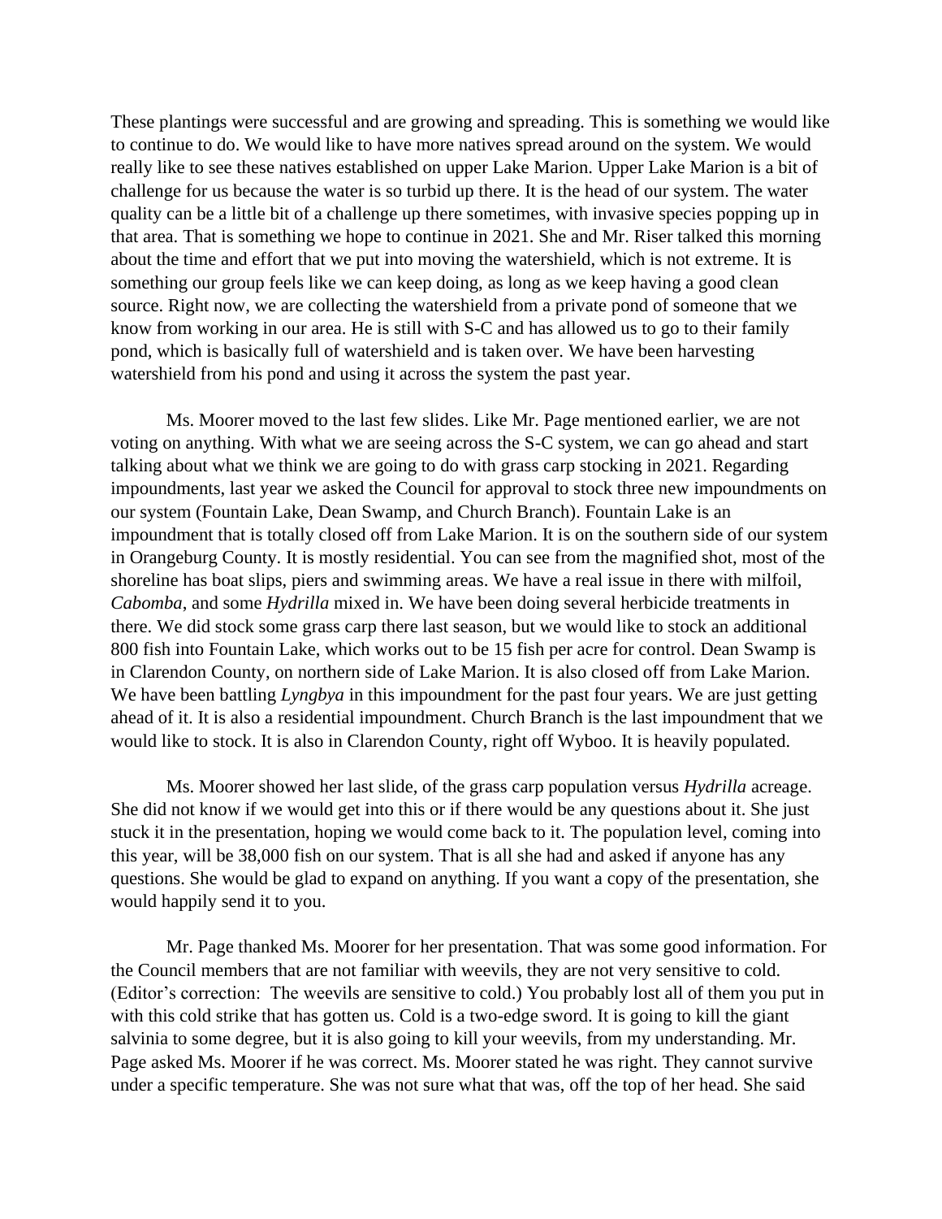These plantings were successful and are growing and spreading. This is something we would like to continue to do. We would like to have more natives spread around on the system. We would really like to see these natives established on upper Lake Marion. Upper Lake Marion is a bit of challenge for us because the water is so turbid up there. It is the head of our system. The water quality can be a little bit of a challenge up there sometimes, with invasive species popping up in that area. That is something we hope to continue in 2021. She and Mr. Riser talked this morning about the time and effort that we put into moving the watershield, which is not extreme. It is something our group feels like we can keep doing, as long as we keep having a good clean source. Right now, we are collecting the watershield from a private pond of someone that we know from working in our area. He is still with S-C and has allowed us to go to their family pond, which is basically full of watershield and is taken over. We have been harvesting watershield from his pond and using it across the system the past year.

Ms. Moorer moved to the last few slides. Like Mr. Page mentioned earlier, we are not voting on anything. With what we are seeing across the S-C system, we can go ahead and start talking about what we think we are going to do with grass carp stocking in 2021. Regarding impoundments, last year we asked the Council for approval to stock three new impoundments on our system (Fountain Lake, Dean Swamp, and Church Branch). Fountain Lake is an impoundment that is totally closed off from Lake Marion. It is on the southern side of our system in Orangeburg County. It is mostly residential. You can see from the magnified shot, most of the shoreline has boat slips, piers and swimming areas. We have a real issue in there with milfoil, *Cabomba*, and some *Hydrilla* mixed in. We have been doing several herbicide treatments in there. We did stock some grass carp there last season, but we would like to stock an additional 800 fish into Fountain Lake, which works out to be 15 fish per acre for control. Dean Swamp is in Clarendon County, on northern side of Lake Marion. It is also closed off from Lake Marion. We have been battling *Lyngbya* in this impoundment for the past four years. We are just getting ahead of it. It is also a residential impoundment. Church Branch is the last impoundment that we would like to stock. It is also in Clarendon County, right off Wyboo. It is heavily populated.

Ms. Moorer showed her last slide, of the grass carp population versus *Hydrilla* acreage. She did not know if we would get into this or if there would be any questions about it. She just stuck it in the presentation, hoping we would come back to it. The population level, coming into this year, will be 38,000 fish on our system. That is all she had and asked if anyone has any questions. She would be glad to expand on anything. If you want a copy of the presentation, she would happily send it to you.

Mr. Page thanked Ms. Moorer for her presentation. That was some good information. For the Council members that are not familiar with weevils, they are not very sensitive to cold. (Editor's correction: The weevils are sensitive to cold.) You probably lost all of them you put in with this cold strike that has gotten us. Cold is a two-edge sword. It is going to kill the giant salvinia to some degree, but it is also going to kill your weevils, from my understanding. Mr. Page asked Ms. Moorer if he was correct. Ms. Moorer stated he was right. They cannot survive under a specific temperature. She was not sure what that was, off the top of her head. She said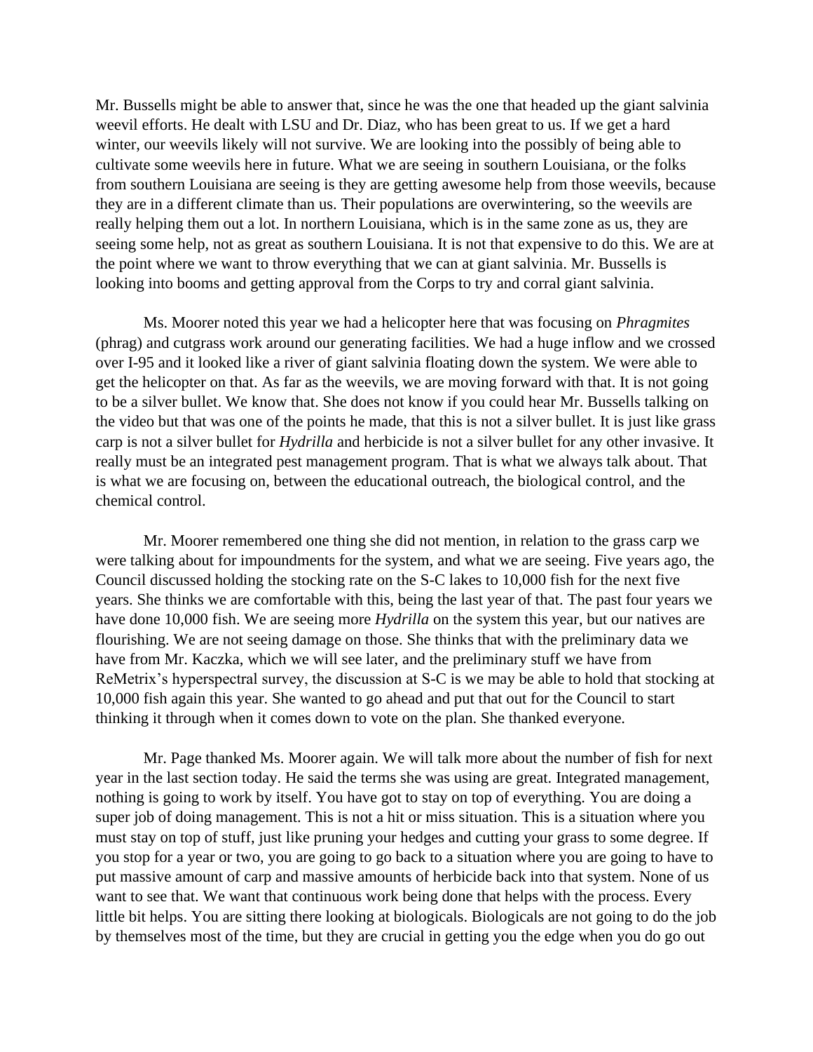Mr. Bussells might be able to answer that, since he was the one that headed up the giant salvinia weevil efforts. He dealt with LSU and Dr. Diaz, who has been great to us. If we get a hard winter, our weevils likely will not survive. We are looking into the possibly of being able to cultivate some weevils here in future. What we are seeing in southern Louisiana, or the folks from southern Louisiana are seeing is they are getting awesome help from those weevils, because they are in a different climate than us. Their populations are overwintering, so the weevils are really helping them out a lot. In northern Louisiana, which is in the same zone as us, they are seeing some help, not as great as southern Louisiana. It is not that expensive to do this. We are at the point where we want to throw everything that we can at giant salvinia. Mr. Bussells is looking into booms and getting approval from the Corps to try and corral giant salvinia.

Ms. Moorer noted this year we had a helicopter here that was focusing on *Phragmites* (phrag) and cutgrass work around our generating facilities. We had a huge inflow and we crossed over I-95 and it looked like a river of giant salvinia floating down the system. We were able to get the helicopter on that. As far as the weevils, we are moving forward with that. It is not going to be a silver bullet. We know that. She does not know if you could hear Mr. Bussells talking on the video but that was one of the points he made, that this is not a silver bullet. It is just like grass carp is not a silver bullet for *Hydrilla* and herbicide is not a silver bullet for any other invasive. It really must be an integrated pest management program. That is what we always talk about. That is what we are focusing on, between the educational outreach, the biological control, and the chemical control.

Mr. Moorer remembered one thing she did not mention, in relation to the grass carp we were talking about for impoundments for the system, and what we are seeing. Five years ago, the Council discussed holding the stocking rate on the S-C lakes to 10,000 fish for the next five years. She thinks we are comfortable with this, being the last year of that. The past four years we have done 10,000 fish. We are seeing more *Hydrilla* on the system this year, but our natives are flourishing. We are not seeing damage on those. She thinks that with the preliminary data we have from Mr. Kaczka, which we will see later, and the preliminary stuff we have from ReMetrix's hyperspectral survey, the discussion at S-C is we may be able to hold that stocking at 10,000 fish again this year. She wanted to go ahead and put that out for the Council to start thinking it through when it comes down to vote on the plan. She thanked everyone.

Mr. Page thanked Ms. Moorer again. We will talk more about the number of fish for next year in the last section today. He said the terms she was using are great. Integrated management, nothing is going to work by itself. You have got to stay on top of everything. You are doing a super job of doing management. This is not a hit or miss situation. This is a situation where you must stay on top of stuff, just like pruning your hedges and cutting your grass to some degree. If you stop for a year or two, you are going to go back to a situation where you are going to have to put massive amount of carp and massive amounts of herbicide back into that system. None of us want to see that. We want that continuous work being done that helps with the process. Every little bit helps. You are sitting there looking at biologicals. Biologicals are not going to do the job by themselves most of the time, but they are crucial in getting you the edge when you do go out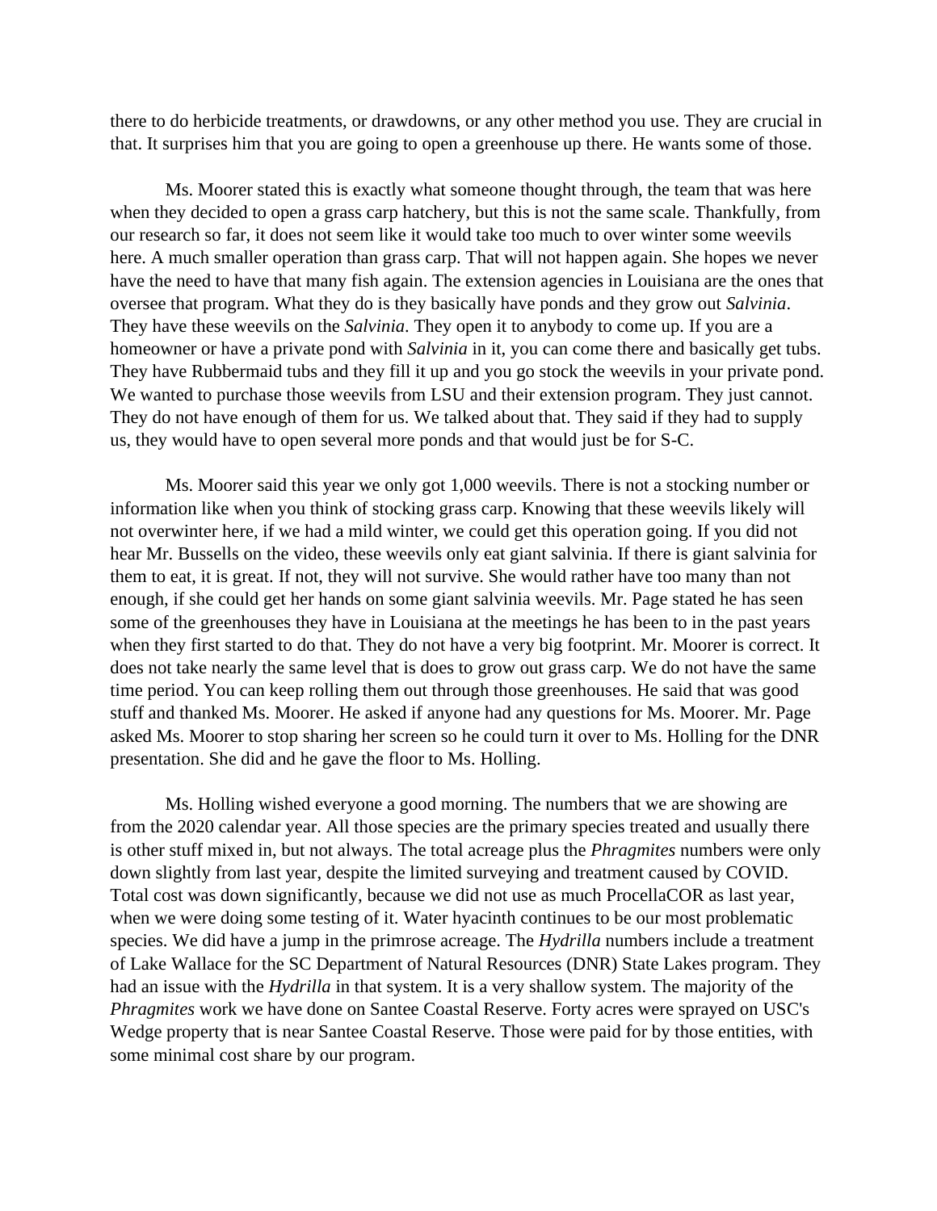there to do herbicide treatments, or drawdowns, or any other method you use. They are crucial in that. It surprises him that you are going to open a greenhouse up there. He wants some of those.

Ms. Moorer stated this is exactly what someone thought through, the team that was here when they decided to open a grass carp hatchery, but this is not the same scale. Thankfully, from our research so far, it does not seem like it would take too much to over winter some weevils here. A much smaller operation than grass carp. That will not happen again. She hopes we never have the need to have that many fish again. The extension agencies in Louisiana are the ones that oversee that program. What they do is they basically have ponds and they grow out *Salvinia*. They have these weevils on the *Salvinia*. They open it to anybody to come up. If you are a homeowner or have a private pond with *Salvinia* in it, you can come there and basically get tubs. They have Rubbermaid tubs and they fill it up and you go stock the weevils in your private pond. We wanted to purchase those weevils from LSU and their extension program. They just cannot. They do not have enough of them for us. We talked about that. They said if they had to supply us, they would have to open several more ponds and that would just be for S-C.

Ms. Moorer said this year we only got 1,000 weevils. There is not a stocking number or information like when you think of stocking grass carp. Knowing that these weevils likely will not overwinter here, if we had a mild winter, we could get this operation going. If you did not hear Mr. Bussells on the video, these weevils only eat giant salvinia. If there is giant salvinia for them to eat, it is great. If not, they will not survive. She would rather have too many than not enough, if she could get her hands on some giant salvinia weevils. Mr. Page stated he has seen some of the greenhouses they have in Louisiana at the meetings he has been to in the past years when they first started to do that. They do not have a very big footprint. Mr. Moorer is correct. It does not take nearly the same level that is does to grow out grass carp. We do not have the same time period. You can keep rolling them out through those greenhouses. He said that was good stuff and thanked Ms. Moorer. He asked if anyone had any questions for Ms. Moorer. Mr. Page asked Ms. Moorer to stop sharing her screen so he could turn it over to Ms. Holling for the DNR presentation. She did and he gave the floor to Ms. Holling.

Ms. Holling wished everyone a good morning. The numbers that we are showing are from the 2020 calendar year. All those species are the primary species treated and usually there is other stuff mixed in, but not always. The total acreage plus the *Phragmites* numbers were only down slightly from last year, despite the limited surveying and treatment caused by COVID. Total cost was down significantly, because we did not use as much ProcellaCOR as last year, when we were doing some testing of it. Water hyacinth continues to be our most problematic species. We did have a jump in the primrose acreage. The *Hydrilla* numbers include a treatment of Lake Wallace for the SC Department of Natural Resources (DNR) State Lakes program. They had an issue with the *Hydrilla* in that system. It is a very shallow system. The majority of the *Phragmites* work we have done on Santee Coastal Reserve. Forty acres were sprayed on USC's Wedge property that is near Santee Coastal Reserve. Those were paid for by those entities, with some minimal cost share by our program.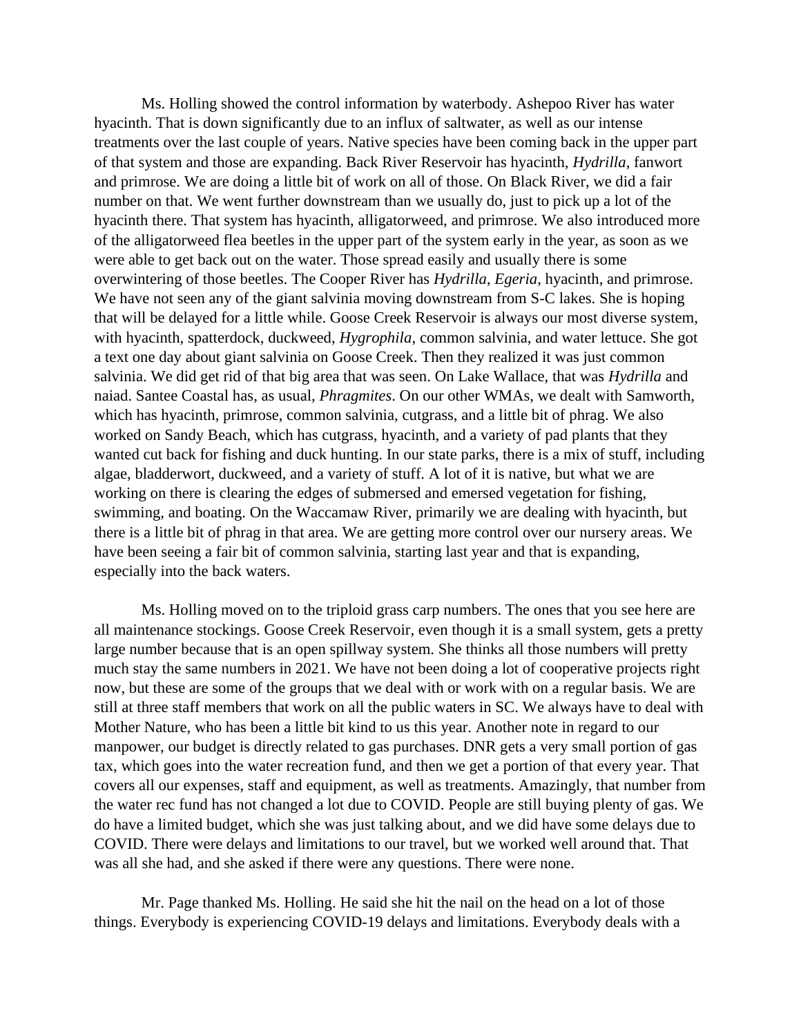Ms. Holling showed the control information by waterbody. Ashepoo River has water hyacinth. That is down significantly due to an influx of saltwater, as well as our intense treatments over the last couple of years. Native species have been coming back in the upper part of that system and those are expanding. Back River Reservoir has hyacinth, *Hydrilla*, fanwort and primrose. We are doing a little bit of work on all of those. On Black River, we did a fair number on that. We went further downstream than we usually do, just to pick up a lot of the hyacinth there. That system has hyacinth, alligatorweed, and primrose. We also introduced more of the alligatorweed flea beetles in the upper part of the system early in the year, as soon as we were able to get back out on the water. Those spread easily and usually there is some overwintering of those beetles. The Cooper River has *Hydrilla*, *Egeria*, hyacinth, and primrose. We have not seen any of the giant salvinia moving downstream from S-C lakes. She is hoping that will be delayed for a little while. Goose Creek Reservoir is always our most diverse system, with hyacinth, spatterdock, duckweed, *Hygrophila*, common salvinia, and water lettuce. She got a text one day about giant salvinia on Goose Creek. Then they realized it was just common salvinia. We did get rid of that big area that was seen. On Lake Wallace, that was *Hydrilla* and naiad. Santee Coastal has, as usual, *Phragmites*. On our other WMAs, we dealt with Samworth, which has hyacinth, primrose, common salvinia, cutgrass, and a little bit of phrag. We also worked on Sandy Beach, which has cutgrass, hyacinth, and a variety of pad plants that they wanted cut back for fishing and duck hunting. In our state parks, there is a mix of stuff, including algae, bladderwort, duckweed, and a variety of stuff. A lot of it is native, but what we are working on there is clearing the edges of submersed and emersed vegetation for fishing, swimming, and boating. On the Waccamaw River, primarily we are dealing with hyacinth, but there is a little bit of phrag in that area. We are getting more control over our nursery areas. We have been seeing a fair bit of common salvinia, starting last year and that is expanding, especially into the back waters.

Ms. Holling moved on to the triploid grass carp numbers. The ones that you see here are all maintenance stockings. Goose Creek Reservoir, even though it is a small system, gets a pretty large number because that is an open spillway system. She thinks all those numbers will pretty much stay the same numbers in 2021. We have not been doing a lot of cooperative projects right now, but these are some of the groups that we deal with or work with on a regular basis. We are still at three staff members that work on all the public waters in SC. We always have to deal with Mother Nature, who has been a little bit kind to us this year. Another note in regard to our manpower, our budget is directly related to gas purchases. DNR gets a very small portion of gas tax, which goes into the water recreation fund, and then we get a portion of that every year. That covers all our expenses, staff and equipment, as well as treatments. Amazingly, that number from the water rec fund has not changed a lot due to COVID. People are still buying plenty of gas. We do have a limited budget, which she was just talking about, and we did have some delays due to COVID. There were delays and limitations to our travel, but we worked well around that. That was all she had, and she asked if there were any questions. There were none.

Mr. Page thanked Ms. Holling. He said she hit the nail on the head on a lot of those things. Everybody is experiencing COVID-19 delays and limitations. Everybody deals with a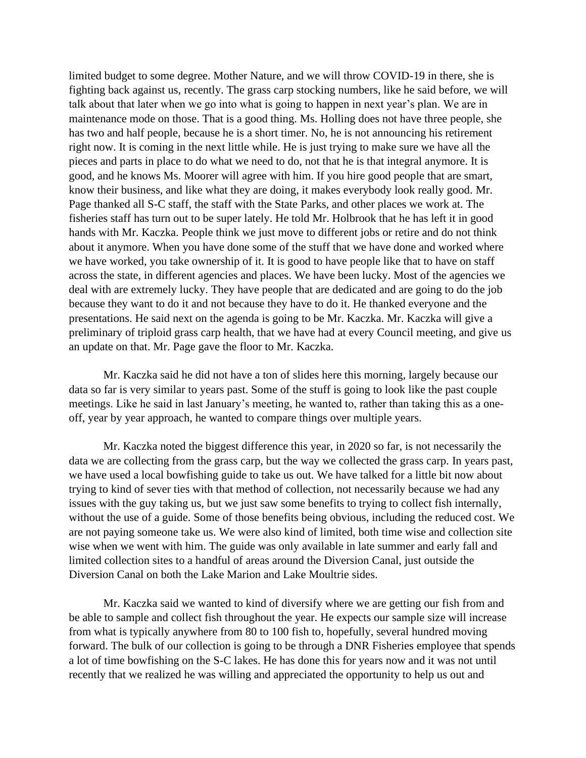limited budget to some degree. Mother Nature, and we will throw COVID-19 in there, she is fighting back against us, recently. The grass carp stocking numbers, like he said before, we will talk about that later when we go into what is going to happen in next year's plan. We are in maintenance mode on those. That is a good thing. Ms. Holling does not have three people, she has two and half people, because he is a short timer. No, he is not announcing his retirement right now. It is coming in the next little while. He is just trying to make sure we have all the pieces and parts in place to do what we need to do, not that he is that integral anymore. It is good, and he knows Ms. Moorer will agree with him. If you hire good people that are smart, know their business, and like what they are doing, it makes everybody look really good. Mr. Page thanked all S-C staff, the staff with the State Parks, and other places we work at. The fisheries staff has turn out to be super lately. He told Mr. Holbrook that he has left it in good hands with Mr. Kaczka. People think we just move to different jobs or retire and do not think about it anymore. When you have done some of the stuff that we have done and worked where we have worked, you take ownership of it. It is good to have people like that to have on staff across the state, in different agencies and places. We have been lucky. Most of the agencies we deal with are extremely lucky. They have people that are dedicated and are going to do the job because they want to do it and not because they have to do it. He thanked everyone and the presentations. He said next on the agenda is going to be Mr. Kaczka. Mr. Kaczka will give a preliminary of triploid grass carp health, that we have had at every Council meeting, and give us an update on that. Mr. Page gave the floor to Mr. Kaczka.

Mr. Kaczka said he did not have a ton of slides here this morning, largely because our data so far is very similar to years past. Some of the stuff is going to look like the past couple meetings. Like he said in last January's meeting, he wanted to, rather than taking this as a one-off, year by year approach, he wanted to compare things over multiple years.

Mr. Kaczka noted the biggest difference this year, in 2020 so far, is not necessarily the data we are collecting from the grass carp, but the way we collected the grass carp. In years past, we have used a local bowfishing guide to take us out. We have talked for a little bit now about trying to kind of sever ties with that method of collection, not necessarily because we had any issues with the guy taking us, but we just saw some benefits to trying to collect fish internally, without the use of a guide. Some of those benefits being obvious, including the reduced cost. We are not paying someone take us. We were also kind of limited, both time wise and collection site wise when we went with him. The guide was only available in late summer and early fall and limited collection sites to a handful of areas around the Diversion Canal, just outside the Diversion Canal on both the Lake Marion and Lake Moultrie sides.

Mr. Kaczka said we wanted to kind of diversify where we are getting our fish from and be able to sample and collect fish throughout the year. He expects our sample size will increase from what is typically anywhere from 80 to 100 fish to, hopefully, several hundred moving forward. The bulk of our collection is going to be through a DNR Fisheries employee that spends a lot of time bowfishing on the S-C lakes. He has done this for years now and it was not until recently that we realized he was willing and appreciated the opportunity to help us out and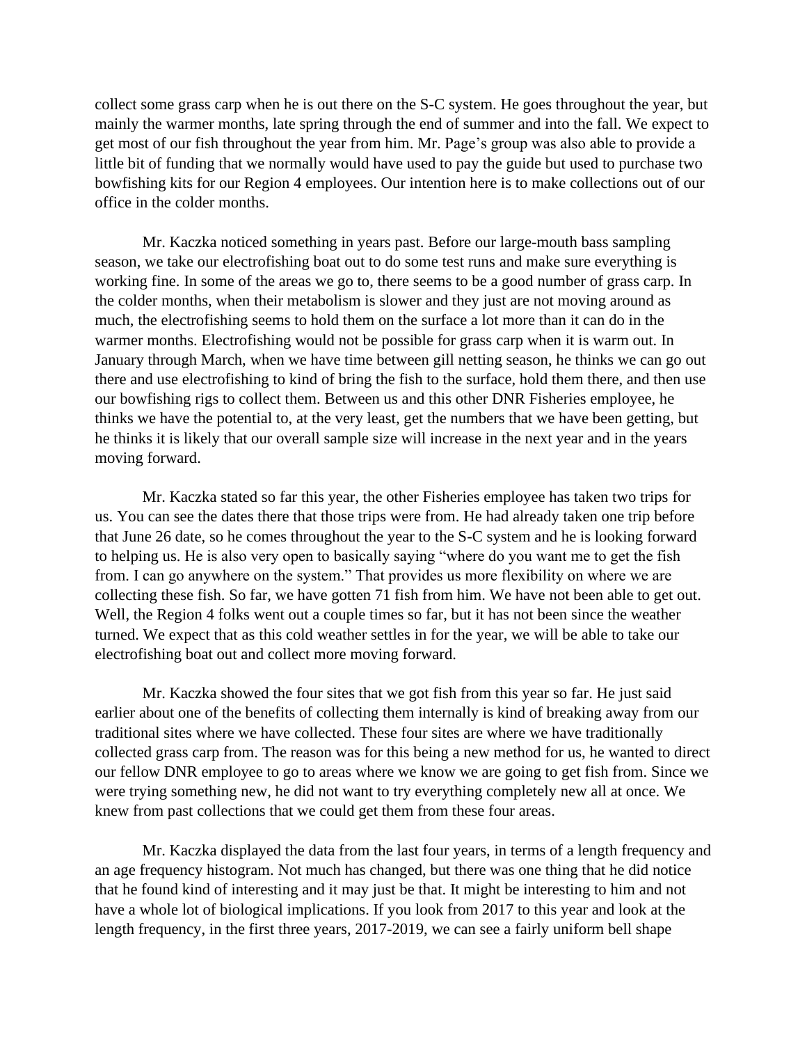collect some grass carp when he is out there on the S-C system. He goes throughout the year, but mainly the warmer months, late spring through the end of summer and into the fall. We expect to get most of our fish throughout the year from him. Mr. Page's group was also able to provide a little bit of funding that we normally would have used to pay the guide but used to purchase two bowfishing kits for our Region 4 employees. Our intention here is to make collections out of our office in the colder months.

Mr. Kaczka noticed something in years past. Before our large-mouth bass sampling season, we take our electrofishing boat out to do some test runs and make sure everything is working fine. In some of the areas we go to, there seems to be a good number of grass carp. In the colder months, when their metabolism is slower and they just are not moving around as much, the electrofishing seems to hold them on the surface a lot more than it can do in the warmer months. Electrofishing would not be possible for grass carp when it is warm out. In January through March, when we have time between gill netting season, he thinks we can go out there and use electrofishing to kind of bring the fish to the surface, hold them there, and then use our bowfishing rigs to collect them. Between us and this other DNR Fisheries employee, he thinks we have the potential to, at the very least, get the numbers that we have been getting, but he thinks it is likely that our overall sample size will increase in the next year and in the years moving forward.

Mr. Kaczka stated so far this year, the other Fisheries employee has taken two trips for us. You can see the dates there that those trips were from. He had already taken one trip before that June 26 date, so he comes throughout the year to the S-C system and he is looking forward to helping us. He is also very open to basically saying "where do you want me to get the fish from. I can go anywhere on the system." That provides us more flexibility on where we are collecting these fish. So far, we have gotten 71 fish from him. We have not been able to get out. Well, the Region 4 folks went out a couple times so far, but it has not been since the weather turned. We expect that as this cold weather settles in for the year, we will be able to take our electrofishing boat out and collect more moving forward.

Mr. Kaczka showed the four sites that we got fish from this year so far. He just said earlier about one of the benefits of collecting them internally is kind of breaking away from our traditional sites where we have collected. These four sites are where we have traditionally collected grass carp from. The reason was for this being a new method for us, he wanted to direct our fellow DNR employee to go to areas where we know we are going to get fish from. Since we were trying something new, he did not want to try everything completely new all at once. We knew from past collections that we could get them from these four areas.

Mr. Kaczka displayed the data from the last four years, in terms of a length frequency and an age frequency histogram. Not much has changed, but there was one thing that he did notice that he found kind of interesting and it may just be that. It might be interesting to him and not have a whole lot of biological implications. If you look from 2017 to this year and look at the length frequency, in the first three years, 2017-2019, we can see a fairly uniform bell shape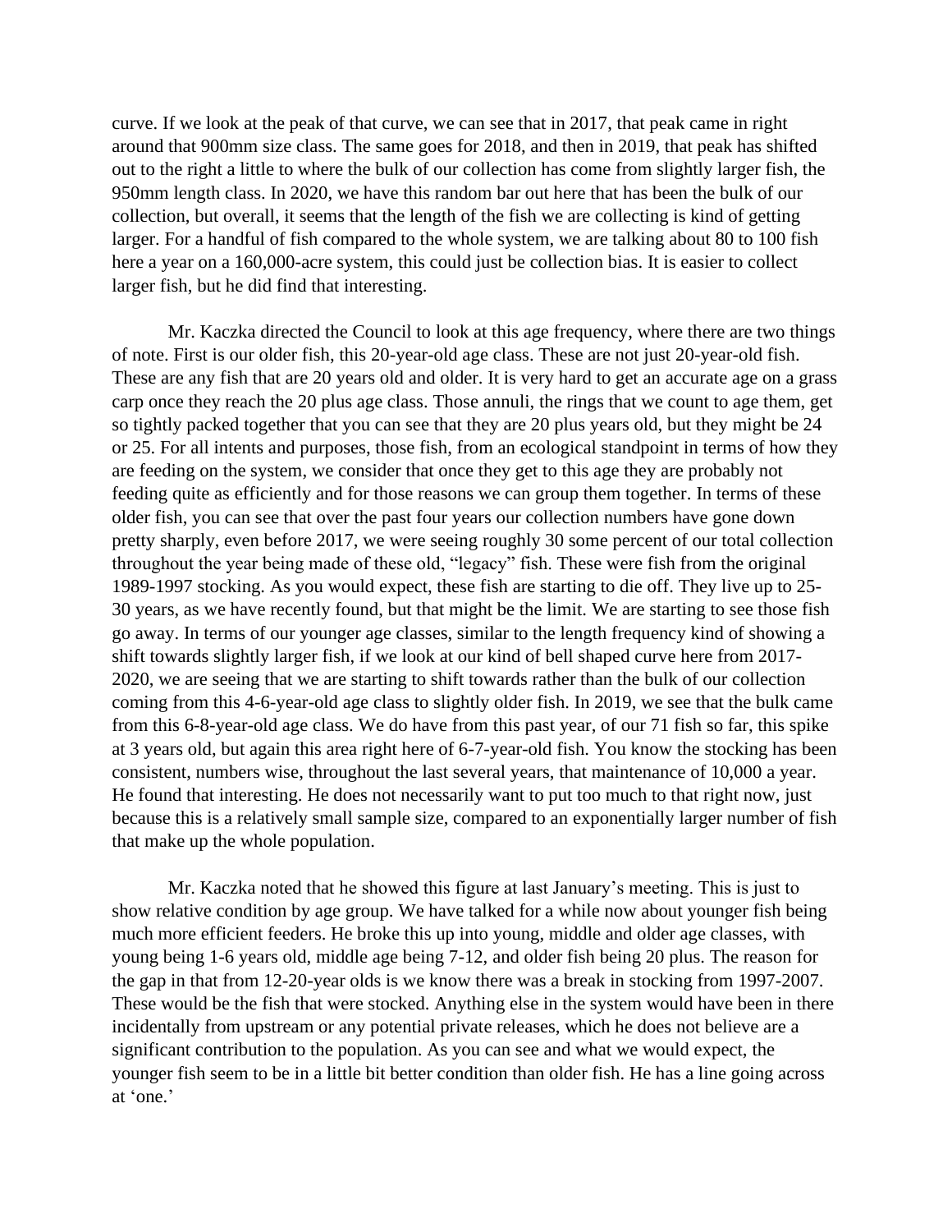curve. If we look at the peak of that curve, we can see that in 2017, that peak came in right around that 900mm size class. The same goes for 2018, and then in 2019, that peak has shifted out to the right a little to where the bulk of our collection has come from slightly larger fish, the 950mm length class. In 2020, we have this random bar out here that has been the bulk of our collection, but overall, it seems that the length of the fish we are collecting is kind of getting larger. For a handful of fish compared to the whole system, we are talking about 80 to 100 fish here a year on a 160,000-acre system, this could just be collection bias. It is easier to collect larger fish, but he did find that interesting.

Mr. Kaczka directed the Council to look at this age frequency, where there are two things of note. First is our older fish, this 20-year-old age class. These are not just 20-year-old fish. These are any fish that are 20 years old and older. It is very hard to get an accurate age on a grass carp once they reach the 20 plus age class. Those annuli, the rings that we count to age them, get so tightly packed together that you can see that they are 20 plus years old, but they might be 24 or 25. For all intents and purposes, those fish, from an ecological standpoint in terms of how they are feeding on the system, we consider that once they get to this age they are probably not feeding quite as efficiently and for those reasons we can group them together. In terms of these older fish, you can see that over the past four years our collection numbers have gone down pretty sharply, even before 2017, we were seeing roughly 30 some percent of our total collection throughout the year being made of these old, "legacy" fish. These were fish from the original 1989-1997 stocking. As you would expect, these fish are starting to die off. They live up to 25-30 years, as we have recently found, but that might be the limit. We are starting to see those fish go away. In terms of our younger age classes, similar to the length frequency kind of showing a shift towards slightly larger fish, if we look at our kind of bell shaped curve here from 2017-2020, we are seeing that we are starting to shift towards rather than the bulk of our collection coming from this 4-6-year-old age class to slightly older fish. In 2019, we see that the bulk came from this 6-8-year-old age class. We do have from this past year, of our 71 fish so far, this spike at 3 years old, but again this area right here of 6-7-year-old fish. You know the stocking has been consistent, numbers wise, throughout the last several years, that maintenance of 10,000 a year. He found that interesting. He does not necessarily want to put too much to that right now, just because this is a relatively small sample size, compared to an exponentially larger number of fish that make up the whole population.

Mr. Kaczka noted that he showed this figure at last January's meeting. This is just to show relative condition by age group. We have talked for a while now about younger fish being much more efficient feeders. He broke this up into young, middle and older age classes, with young being 1-6 years old, middle age being 7-12, and older fish being 20 plus. The reason for the gap in that from 12-20-year olds is we know there was a break in stocking from 1997-2007. These would be the fish that were stocked. Anything else in the system would have been in there incidentally from upstream or any potential private releases, which he does not believe are a significant contribution to the population. As you can see and what we would expect, the younger fish seem to be in a little bit better condition than older fish. He has a line going across at 'one.'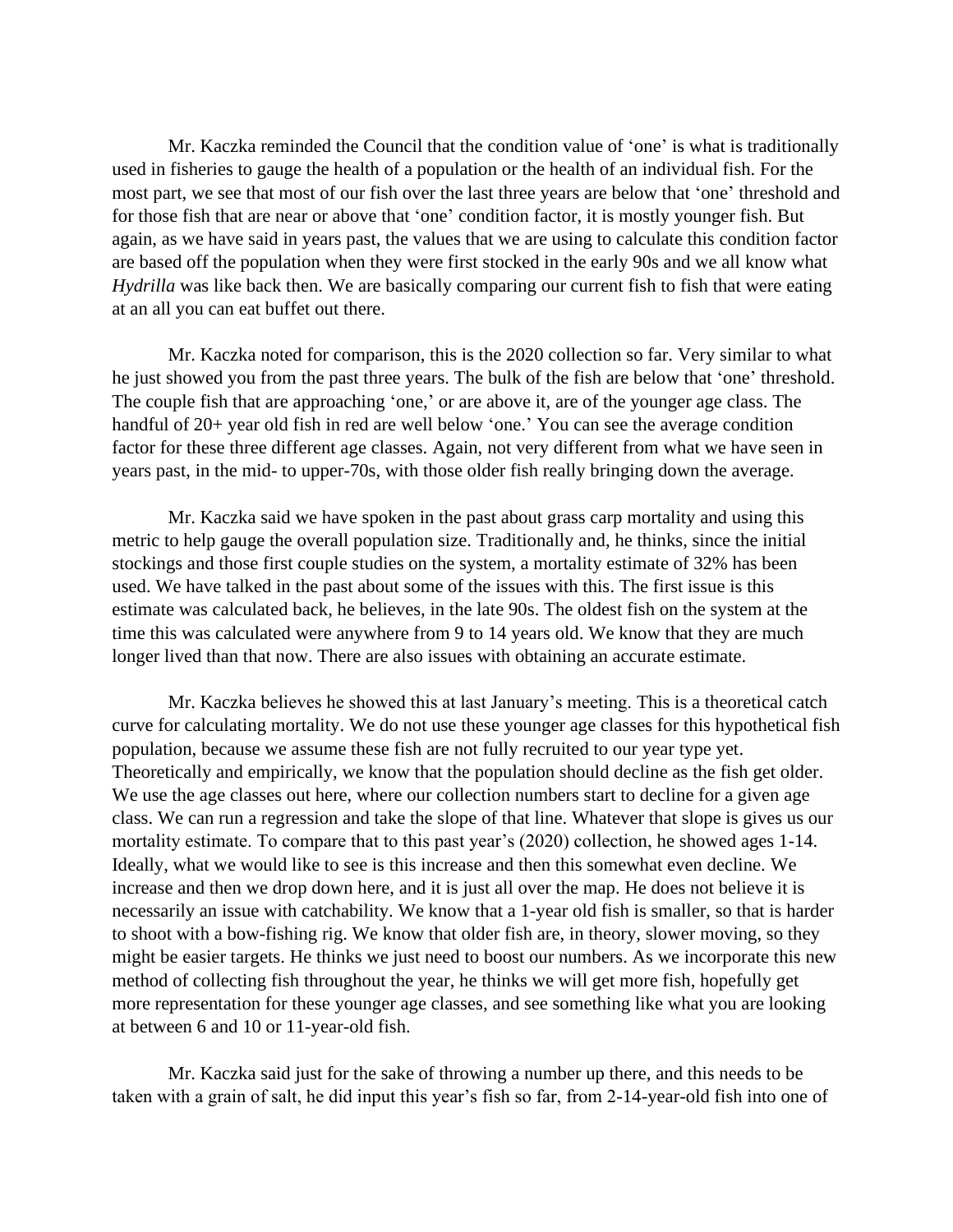Mr. Kaczka reminded the Council that the condition value of 'one' is what is traditionally used in fisheries to gauge the health of a population or the health of an individual fish. For the most part, we see that most of our fish over the last three years are below that 'one' threshold and for those fish that are near or above that 'one' condition factor, it is mostly younger fish. But again, as we have said in years past, the values that we are using to calculate this condition factor are based off the population when they were first stocked in the early 90s and we all know what *Hydrilla* was like back then. We are basically comparing our current fish to fish that were eating at an all you can eat buffet out there.

Mr. Kaczka noted for comparison, this is the 2020 collection so far. Very similar to what he just showed you from the past three years. The bulk of the fish are below that 'one' threshold. The couple fish that are approaching 'one,' or are above it, are of the younger age class. The handful of 20+ year old fish in red are well below 'one.' You can see the average condition factor for these three different age classes. Again, not very different from what we have seen in years past, in the mid- to upper-70s, with those older fish really bringing down the average.

Mr. Kaczka said we have spoken in the past about grass carp mortality and using this metric to help gauge the overall population size. Traditionally and, he thinks, since the initial stockings and those first couple studies on the system, a mortality estimate of 32% has been used. We have talked in the past about some of the issues with this. The first issue is this estimate was calculated back, he believes, in the late 90s. The oldest fish on the system at the time this was calculated were anywhere from 9 to 14 years old. We know that they are much longer lived than that now. There are also issues with obtaining an accurate estimate.

Mr. Kaczka believes he showed this at last January's meeting. This is a theoretical catch curve for calculating mortality. We do not use these younger age classes for this hypothetical fish population, because we assume these fish are not fully recruited to our year type yet. Theoretically and empirically, we know that the population should decline as the fish get older. We use the age classes out here, where our collection numbers start to decline for a given age class. We can run a regression and take the slope of that line. Whatever that slope is gives us our mortality estimate. To compare that to this past year's (2020) collection, he showed ages 1-14. Ideally, what we would like to see is this increase and then this somewhat even decline. We increase and then we drop down here, and it is just all over the map. He does not believe it is necessarily an issue with catchability. We know that a 1-year old fish is smaller, so that is harder to shoot with a bow-fishing rig. We know that older fish are, in theory, slower moving, so they might be easier targets. He thinks we just need to boost our numbers. As we incorporate this new method of collecting fish throughout the year, he thinks we will get more fish, hopefully get more representation for these younger age classes, and see something like what you are looking at between 6 and 10 or 11-year-old fish.

Mr. Kaczka said just for the sake of throwing a number up there, and this needs to be taken with a grain of salt, he did input this year's fish so far, from 2-14-year-old fish into one of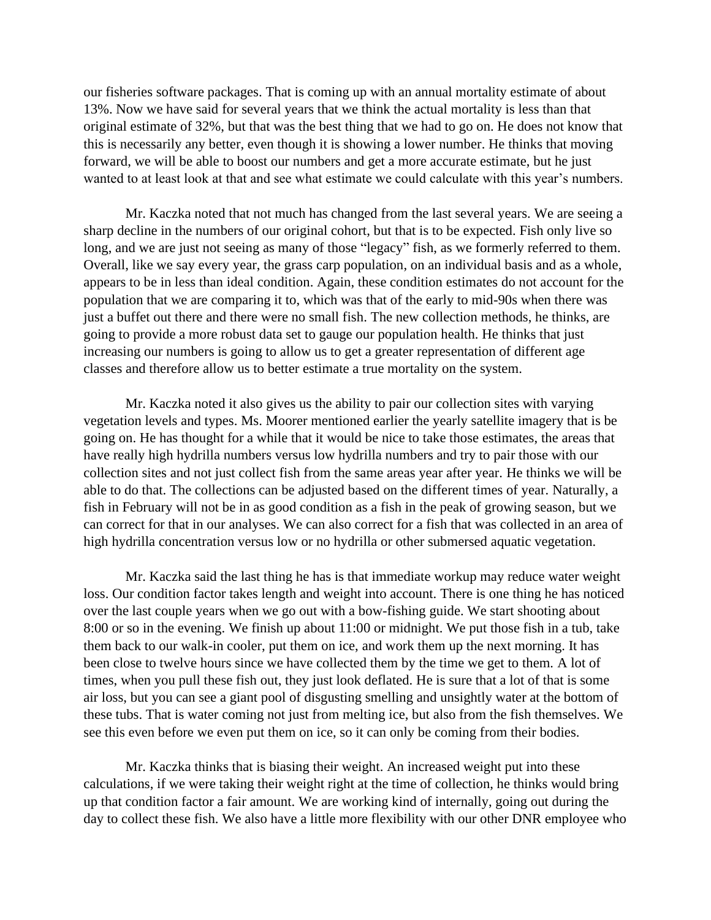our fisheries software packages. That is coming up with an annual mortality estimate of about 13%. Now we have said for several years that we think the actual mortality is less than that original estimate of 32%, but that was the best thing that we had to go on. He does not know that this is necessarily any better, even though it is showing a lower number. He thinks that moving forward, we will be able to boost our numbers and get a more accurate estimate, but he just wanted to at least look at that and see what estimate we could calculate with this year's numbers.

Mr. Kaczka noted that not much has changed from the last several years. We are seeing a sharp decline in the numbers of our original cohort, but that is to be expected. Fish only live so long, and we are just not seeing as many of those "legacy" fish, as we formerly referred to them. Overall, like we say every year, the grass carp population, on an individual basis and as a whole, appears to be in less than ideal condition. Again, these condition estimates do not account for the population that we are comparing it to, which was that of the early to mid-90s when there was just a buffet out there and there were no small fish. The new collection methods, he thinks, are going to provide a more robust data set to gauge our population health. He thinks that just increasing our numbers is going to allow us to get a greater representation of different age classes and therefore allow us to better estimate a true mortality on the system.

Mr. Kaczka noted it also gives us the ability to pair our collection sites with varying vegetation levels and types. Ms. Moorer mentioned earlier the yearly satellite imagery that is be going on. He has thought for a while that it would be nice to take those estimates, the areas that have really high hydrilla numbers versus low hydrilla numbers and try to pair those with our collection sites and not just collect fish from the same areas year after year. He thinks we will be able to do that. The collections can be adjusted based on the different times of year. Naturally, a fish in February will not be in as good condition as a fish in the peak of growing season, but we can correct for that in our analyses. We can also correct for a fish that was collected in an area of high hydrilla concentration versus low or no hydrilla or other submersed aquatic vegetation.

Mr. Kaczka said the last thing he has is that immediate workup may reduce water weight loss. Our condition factor takes length and weight into account. There is one thing he has noticed over the last couple years when we go out with a bow-fishing guide. We start shooting about 8:00 or so in the evening. We finish up about 11:00 or midnight. We put those fish in a tub, take them back to our walk-in cooler, put them on ice, and work them up the next morning. It has been close to twelve hours since we have collected them by the time we get to them. A lot of times, when you pull these fish out, they just look deflated. He is sure that a lot of that is some air loss, but you can see a giant pool of disgusting smelling and unsightly water at the bottom of these tubs. That is water coming not just from melting ice, but also from the fish themselves. We see this even before we even put them on ice, so it can only be coming from their bodies.

Mr. Kaczka thinks that is biasing their weight. An increased weight put into these calculations, if we were taking their weight right at the time of collection, he thinks would bring up that condition factor a fair amount. We are working kind of internally, going out during the day to collect these fish. We also have a little more flexibility with our other DNR employee who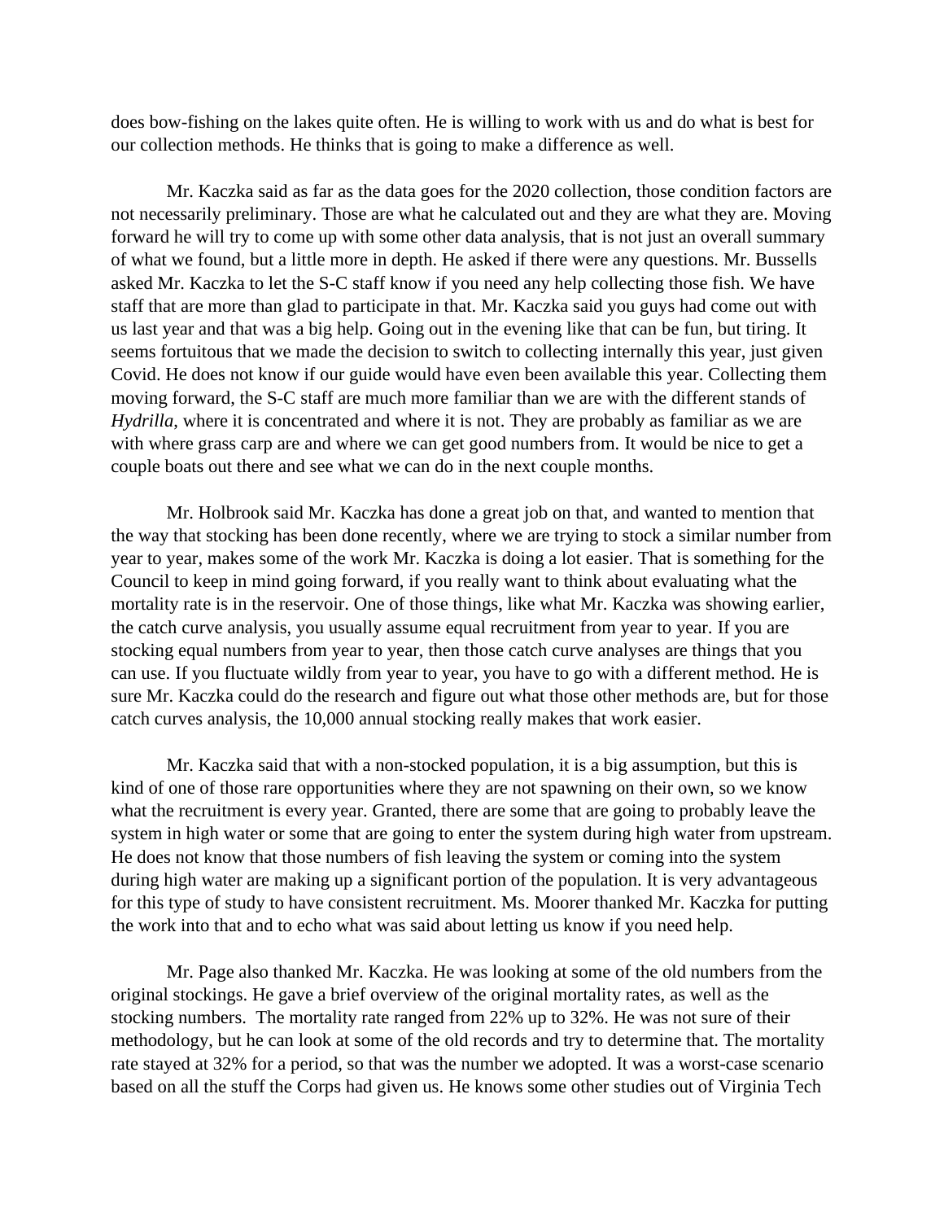does bow-fishing on the lakes quite often. He is willing to work with us and do what is best for our collection methods. He thinks that is going to make a difference as well.

Mr. Kaczka said as far as the data goes for the 2020 collection, those condition factors are not necessarily preliminary. Those are what he calculated out and they are what they are. Moving forward he will try to come up with some other data analysis, that is not just an overall summary of what we found, but a little more in depth. He asked if there were any questions. Mr. Bussells asked Mr. Kaczka to let the S-C staff know if you need any help collecting those fish. We have staff that are more than glad to participate in that. Mr. Kaczka said you guys had come out with us last year and that was a big help. Going out in the evening like that can be fun, but tiring. It seems fortuitous that we made the decision to switch to collecting internally this year, just given Covid. He does not know if our guide would have even been available this year. Collecting them moving forward, the S-C staff are much more familiar than we are with the different stands of *Hydrilla*, where it is concentrated and where it is not. They are probably as familiar as we are with where grass carp are and where we can get good numbers from. It would be nice to get a couple boats out there and see what we can do in the next couple months.

Mr. Holbrook said Mr. Kaczka has done a great job on that, and wanted to mention that the way that stocking has been done recently, where we are trying to stock a similar number from year to year, makes some of the work Mr. Kaczka is doing a lot easier. That is something for the Council to keep in mind going forward, if you really want to think about evaluating what the mortality rate is in the reservoir. One of those things, like what Mr. Kaczka was showing earlier, the catch curve analysis, you usually assume equal recruitment from year to year. If you are stocking equal numbers from year to year, then those catch curve analyses are things that you can use. If you fluctuate wildly from year to year, you have to go with a different method. He is sure Mr. Kaczka could do the research and figure out what those other methods are, but for those catch curves analysis, the 10,000 annual stocking really makes that work easier.

Mr. Kaczka said that with a non-stocked population, it is a big assumption, but this is kind of one of those rare opportunities where they are not spawning on their own, so we know what the recruitment is every year. Granted, there are some that are going to probably leave the system in high water or some that are going to enter the system during high water from upstream. He does not know that those numbers of fish leaving the system or coming into the system during high water are making up a significant portion of the population. It is very advantageous for this type of study to have consistent recruitment. Ms. Moorer thanked Mr. Kaczka for putting the work into that and to echo what was said about letting us know if you need help.

Mr. Page also thanked Mr. Kaczka. He was looking at some of the old numbers from the original stockings. He gave a brief overview of the original mortality rates, as well as the stocking numbers. The mortality rate ranged from 22% up to 32%. He was not sure of their methodology, but he can look at some of the old records and try to determine that. The mortality rate stayed at 32% for a period, so that was the number we adopted. It was a worst-case scenario based on all the stuff the Corps had given us. He knows some other studies out of Virginia Tech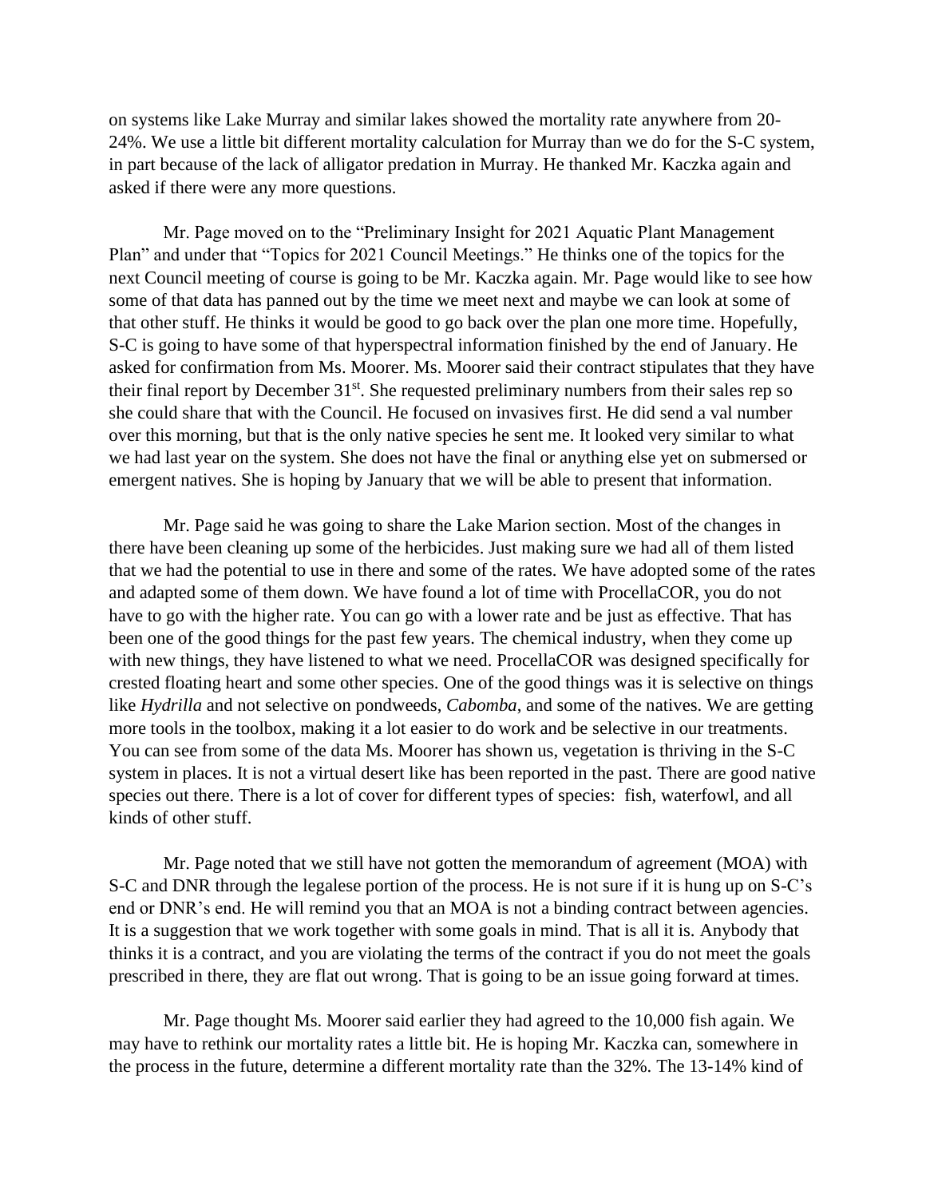on systems like Lake Murray and similar lakes showed the mortality rate anywhere from 20-24%. We use a little bit different mortality calculation for Murray than we do for the S-C system, in part because of the lack of alligator predation in Murray. He thanked Mr. Kaczka again and asked if there were any more questions.

Mr. Page moved on to the "Preliminary Insight for 2021 Aquatic Plant Management Plan" and under that "Topics for 2021 Council Meetings." He thinks one of the topics for the next Council meeting of course is going to be Mr. Kaczka again. Mr. Page would like to see how some of that data has panned out by the time we meet next and maybe we can look at some of that other stuff. He thinks it would be good to go back over the plan one more time. Hopefully, S-C is going to have some of that hyperspectral information finished by the end of January. He asked for confirmation from Ms. Moorer. Ms. Moorer said their contract stipulates that they have their final report by December 31st. She requested preliminary numbers from their sales rep so she could share that with the Council. He focused on invasives first. He did send a val number over this morning, but that is the only native species he sent me. It looked very similar to what we had last year on the system. She does not have the final or anything else yet on submersed or emergent natives. She is hoping by January that we will be able to present that information.

Mr. Page said he was going to share the Lake Marion section. Most of the changes in there have been cleaning up some of the herbicides. Just making sure we had all of them listed that we had the potential to use in there and some of the rates. We have adopted some of the rates and adapted some of them down. We have found a lot of time with ProcellaCOR, you do not have to go with the higher rate. You can go with a lower rate and be just as effective. That has been one of the good things for the past few years. The chemical industry, when they come up with new things, they have listened to what we need. ProcellaCOR was designed specifically for crested floating heart and some other species. One of the good things was it is selective on things like *Hydrilla* and not selective on pondweeds, *Cabomba*, and some of the natives. We are getting more tools in the toolbox, making it a lot easier to do work and be selective in our treatments. You can see from some of the data Ms. Moorer has shown us, vegetation is thriving in the S-C system in places. It is not a virtual desert like has been reported in the past. There are good native species out there. There is a lot of cover for different types of species: fish, waterfowl, and all kinds of other stuff.

Mr. Page noted that we still have not gotten the memorandum of agreement (MOA) with S-C and DNR through the legalese portion of the process. He is not sure if it is hung up on S-C's end or DNR's end. He will remind you that an MOA is not a binding contract between agencies. It is a suggestion that we work together with some goals in mind. That is all it is. Anybody that thinks it is a contract, and you are violating the terms of the contract if you do not meet the goals prescribed in there, they are flat out wrong. That is going to be an issue going forward at times.

Mr. Page thought Ms. Moorer said earlier they had agreed to the 10,000 fish again. We may have to rethink our mortality rates a little bit. He is hoping Mr. Kaczka can, somewhere in the process in the future, determine a different mortality rate than the 32%. The 13-14% kind of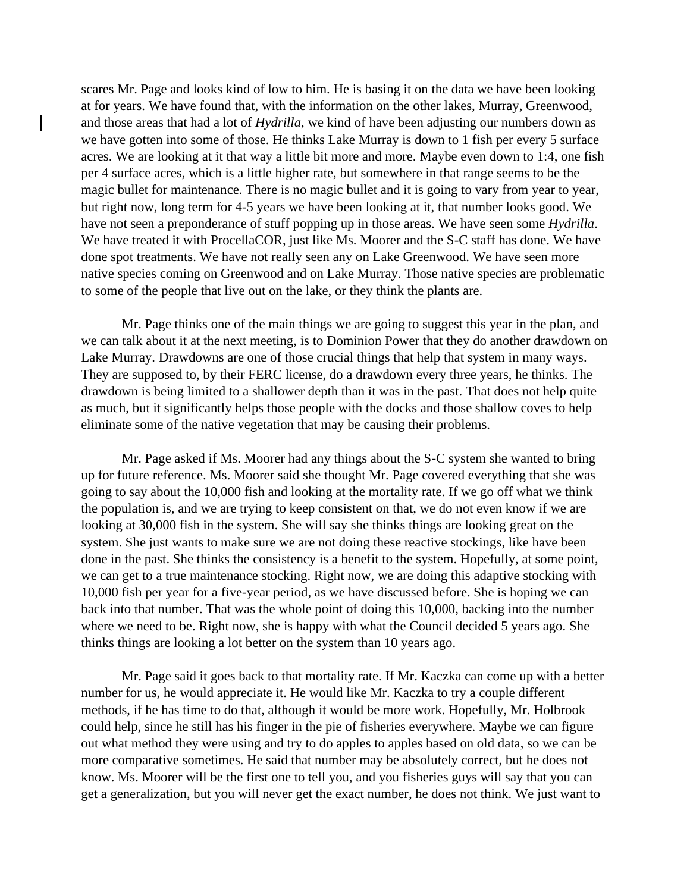scares Mr. Page and looks kind of low to him. He is basing it on the data we have been looking at for years. We have found that, with the information on the other lakes, Murray, Greenwood, and those areas that had a lot of *Hydrilla*, we kind of have been adjusting our numbers down as we have gotten into some of those. He thinks Lake Murray is down to 1 fish per every 5 surface acres. We are looking at it that way a little bit more and more. Maybe even down to 1:4, one fish per 4 surface acres, which is a little higher rate, but somewhere in that range seems to be the magic bullet for maintenance. There is no magic bullet and it is going to vary from year to year, but right now, long term for 4-5 years we have been looking at it, that number looks good. We have not seen a preponderance of stuff popping up in those areas. We have seen some *Hydrilla*. We have treated it with ProcellaCOR, just like Ms. Moorer and the S-C staff has done. We have done spot treatments. We have not really seen any on Lake Greenwood. We have seen more native species coming on Greenwood and on Lake Murray. Those native species are problematic to some of the people that live out on the lake, or they think the plants are.

Mr. Page thinks one of the main things we are going to suggest this year in the plan, and we can talk about it at the next meeting, is to Dominion Power that they do another drawdown on Lake Murray. Drawdowns are one of those crucial things that help that system in many ways. They are supposed to, by their FERC license, do a drawdown every three years, he thinks. The drawdown is being limited to a shallower depth than it was in the past. That does not help quite as much, but it significantly helps those people with the docks and those shallow coves to help eliminate some of the native vegetation that may be causing their problems.

Mr. Page asked if Ms. Moorer had any things about the S-C system she wanted to bring up for future reference. Ms. Moorer said she thought Mr. Page covered everything that she was going to say about the 10,000 fish and looking at the mortality rate. If we go off what we think the population is, and we are trying to keep consistent on that, we do not even know if we are looking at 30,000 fish in the system. She will say she thinks things are looking great on the system. She just wants to make sure we are not doing these reactive stockings, like have been done in the past. She thinks the consistency is a benefit to the system. Hopefully, at some point, we can get to a true maintenance stocking. Right now, we are doing this adaptive stocking with 10,000 fish per year for a five-year period, as we have discussed before. She is hoping we can back into that number. That was the whole point of doing this 10,000, backing into the number where we need to be. Right now, she is happy with what the Council decided 5 years ago. She thinks things are looking a lot better on the system than 10 years ago.

Mr. Page said it goes back to that mortality rate. If Mr. Kaczka can come up with a better number for us, he would appreciate it. He would like Mr. Kaczka to try a couple different methods, if he has time to do that, although it would be more work. Hopefully, Mr. Holbrook could help, since he still has his finger in the pie of fisheries everywhere. Maybe we can figure out what method they were using and try to do apples to apples based on old data, so we can be more comparative sometimes. He said that number may be absolutely correct, but he does not know. Ms. Moorer will be the first one to tell you, and you fisheries guys will say that you can get a generalization, but you will never get the exact number, he does not think. We just want to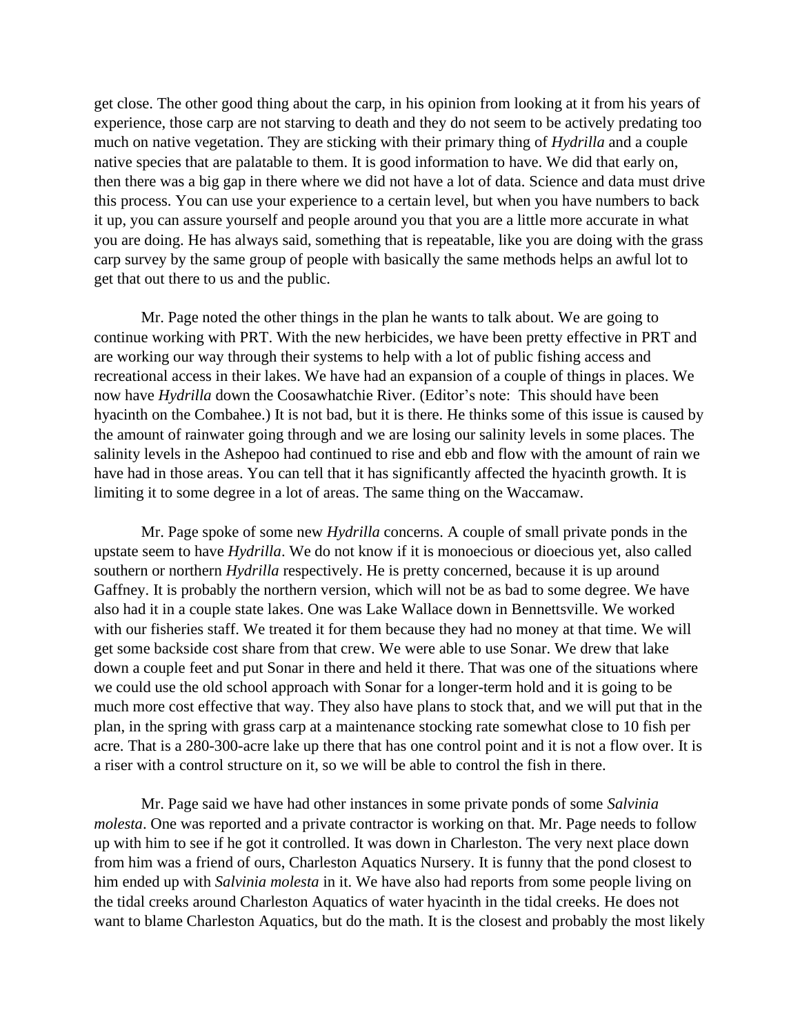get close. The other good thing about the carp, in his opinion from looking at it from his years of experience, those carp are not starving to death and they do not seem to be actively predating too much on native vegetation. They are sticking with their primary thing of *Hydrilla* and a couple native species that are palatable to them. It is good information to have. We did that early on, then there was a big gap in there where we did not have a lot of data. Science and data must drive this process. You can use your experience to a certain level, but when you have numbers to back it up, you can assure yourself and people around you that you are a little more accurate in what you are doing. He has always said, something that is repeatable, like you are doing with the grass carp survey by the same group of people with basically the same methods helps an awful lot to get that out there to us and the public.

Mr. Page noted the other things in the plan he wants to talk about. We are going to continue working with PRT. With the new herbicides, we have been pretty effective in PRT and are working our way through their systems to help with a lot of public fishing access and recreational access in their lakes. We have had an expansion of a couple of things in places. We now have *Hydrilla* down the Coosawhatchie River. (Editor's note: This should have been hyacinth on the Combahee.) It is not bad, but it is there. He thinks some of this issue is caused by the amount of rainwater going through and we are losing our salinity levels in some places. The salinity levels in the Ashepoo had continued to rise and ebb and flow with the amount of rain we have had in those areas. You can tell that it has significantly affected the hyacinth growth. It is limiting it to some degree in a lot of areas. The same thing on the Waccamaw.

Mr. Page spoke of some new *Hydrilla* concerns. A couple of small private ponds in the upstate seem to have *Hydrilla*. We do not know if it is monoecious or dioecious yet, also called southern or northern *Hydrilla* respectively. He is pretty concerned, because it is up around Gaffney. It is probably the northern version, which will not be as bad to some degree. We have also had it in a couple state lakes. One was Lake Wallace down in Bennettsville. We worked with our fisheries staff. We treated it for them because they had no money at that time. We will get some backside cost share from that crew. We were able to use Sonar. We drew that lake down a couple feet and put Sonar in there and held it there. That was one of the situations where we could use the old school approach with Sonar for a longer-term hold and it is going to be much more cost effective that way. They also have plans to stock that, and we will put that in the plan, in the spring with grass carp at a maintenance stocking rate somewhat close to 10 fish per acre. That is a 280-300-acre lake up there that has one control point and it is not a flow over. It is a riser with a control structure on it, so we will be able to control the fish in there.

Mr. Page said we have had other instances in some private ponds of some *Salvinia molesta*. One was reported and a private contractor is working on that. Mr. Page needs to follow up with him to see if he got it controlled. It was down in Charleston. The very next place down from him was a friend of ours, Charleston Aquatics Nursery. It is funny that the pond closest to him ended up with *Salvinia molesta* in it. We have also had reports from some people living on the tidal creeks around Charleston Aquatics of water hyacinth in the tidal creeks. He does not want to blame Charleston Aquatics, but do the math. It is the closest and probably the most likely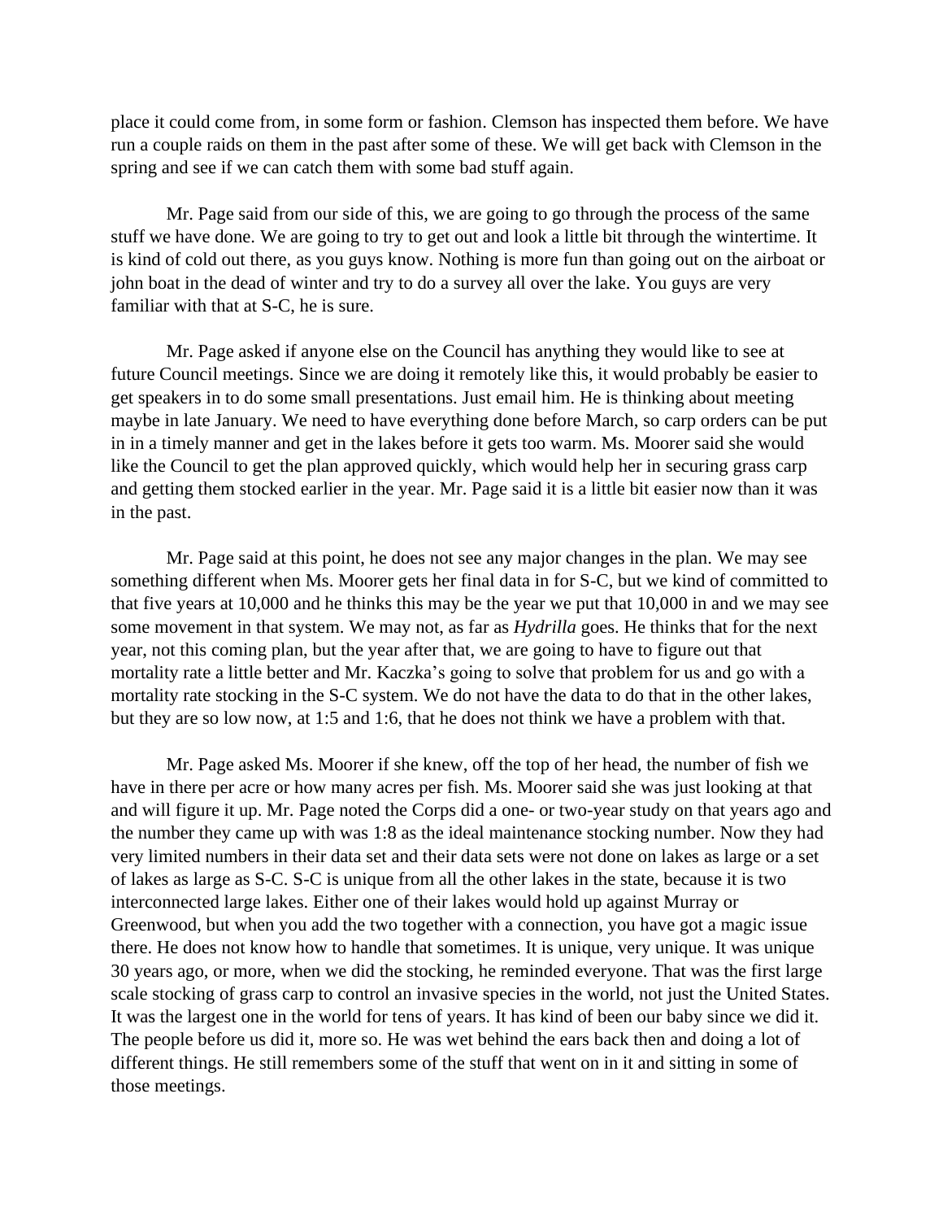place it could come from, in some form or fashion. Clemson has inspected them before. We have run a couple raids on them in the past after some of these. We will get back with Clemson in the spring and see if we can catch them with some bad stuff again.

Mr. Page said from our side of this, we are going to go through the process of the same stuff we have done. We are going to try to get out and look a little bit through the wintertime. It is kind of cold out there, as you guys know. Nothing is more fun than going out on the airboat or john boat in the dead of winter and try to do a survey all over the lake. You guys are very familiar with that at S-C, he is sure.

Mr. Page asked if anyone else on the Council has anything they would like to see at future Council meetings. Since we are doing it remotely like this, it would probably be easier to get speakers in to do some small presentations. Just email him. He is thinking about meeting maybe in late January. We need to have everything done before March, so carp orders can be put in in a timely manner and get in the lakes before it gets too warm. Ms. Moorer said she would like the Council to get the plan approved quickly, which would help her in securing grass carp and getting them stocked earlier in the year. Mr. Page said it is a little bit easier now than it was in the past.

Mr. Page said at this point, he does not see any major changes in the plan. We may see something different when Ms. Moorer gets her final data in for S-C, but we kind of committed to that five years at 10,000 and he thinks this may be the year we put that 10,000 in and we may see some movement in that system. We may not, as far as *Hydrilla* goes. He thinks that for the next year, not this coming plan, but the year after that, we are going to have to figure out that mortality rate a little better and Mr. Kaczka's going to solve that problem for us and go with a mortality rate stocking in the S-C system. We do not have the data to do that in the other lakes, but they are so low now, at 1:5 and 1:6, that he does not think we have a problem with that.

Mr. Page asked Ms. Moorer if she knew, off the top of her head, the number of fish we have in there per acre or how many acres per fish. Ms. Moorer said she was just looking at that and will figure it up. Mr. Page noted the Corps did a one- or two-year study on that years ago and the number they came up with was 1:8 as the ideal maintenance stocking number. Now they had very limited numbers in their data set and their data sets were not done on lakes as large or a set of lakes as large as S-C. S-C is unique from all the other lakes in the state, because it is two interconnected large lakes. Either one of their lakes would hold up against Murray or Greenwood, but when you add the two together with a connection, you have got a magic issue there. He does not know how to handle that sometimes. It is unique, very unique. It was unique 30 years ago, or more, when we did the stocking, he reminded everyone. That was the first large scale stocking of grass carp to control an invasive species in the world, not just the United States. It was the largest one in the world for tens of years. It has kind of been our baby since we did it. The people before us did it, more so. He was wet behind the ears back then and doing a lot of different things. He still remembers some of the stuff that went on in it and sitting in some of those meetings.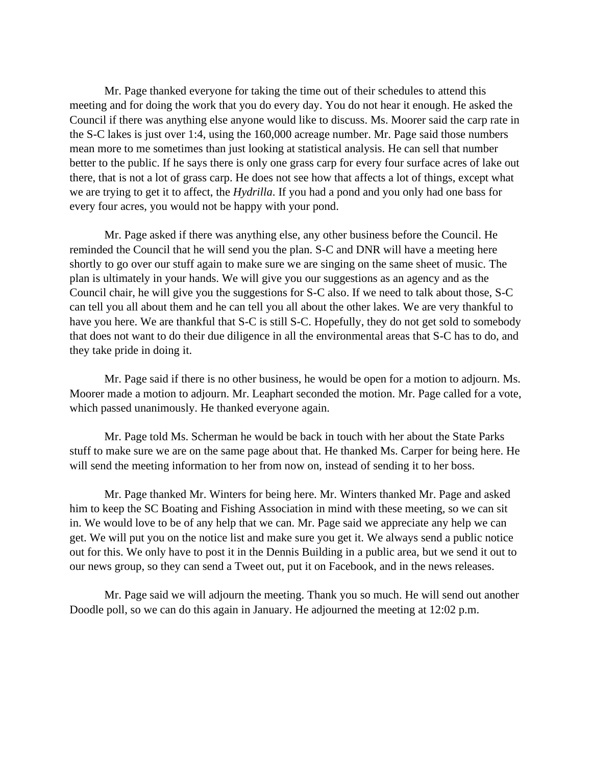Mr. Page thanked everyone for taking the time out of their schedules to attend this meeting and for doing the work that you do every day. You do not hear it enough. He asked the Council if there was anything else anyone would like to discuss. Ms. Moorer said the carp rate in the S-C lakes is just over 1:4, using the 160,000 acreage number. Mr. Page said those numbers mean more to me sometimes than just looking at statistical analysis. He can sell that number better to the public. If he says there is only one grass carp for every four surface acres of lake out there, that is not a lot of grass carp. He does not see how that affects a lot of things, except what we are trying to get it to affect, the *Hydrilla*. If you had a pond and you only had one bass for every four acres, you would not be happy with your pond.

Mr. Page asked if there was anything else, any other business before the Council. He reminded the Council that he will send you the plan. S-C and DNR will have a meeting here shortly to go over our stuff again to make sure we are singing on the same sheet of music. The plan is ultimately in your hands. We will give you our suggestions as an agency and as the Council chair, he will give you the suggestions for S-C also. If we need to talk about those, S-C can tell you all about them and he can tell you all about the other lakes. We are very thankful to have you here. We are thankful that S-C is still S-C. Hopefully, they do not get sold to somebody that does not want to do their due diligence in all the environmental areas that S-C has to do, and they take pride in doing it.

Mr. Page said if there is no other business, he would be open for a motion to adjourn. Ms. Moorer made a motion to adjourn. Mr. Leaphart seconded the motion. Mr. Page called for a vote, which passed unanimously. He thanked everyone again.

Mr. Page told Ms. Scherman he would be back in touch with her about the State Parks stuff to make sure we are on the same page about that. He thanked Ms. Carper for being here. He will send the meeting information to her from now on, instead of sending it to her boss.

Mr. Page thanked Mr. Winters for being here. Mr. Winters thanked Mr. Page and asked him to keep the SC Boating and Fishing Association in mind with these meeting, so we can sit in. We would love to be of any help that we can. Mr. Page said we appreciate any help we can get. We will put you on the notice list and make sure you get it. We always send a public notice out for this. We only have to post it in the Dennis Building in a public area, but we send it out to our news group, so they can send a Tweet out, put it on Facebook, and in the news releases.

Mr. Page said we will adjourn the meeting. Thank you so much. He will send out another Doodle poll, so we can do this again in January. He adjourned the meeting at 12:02 p.m.